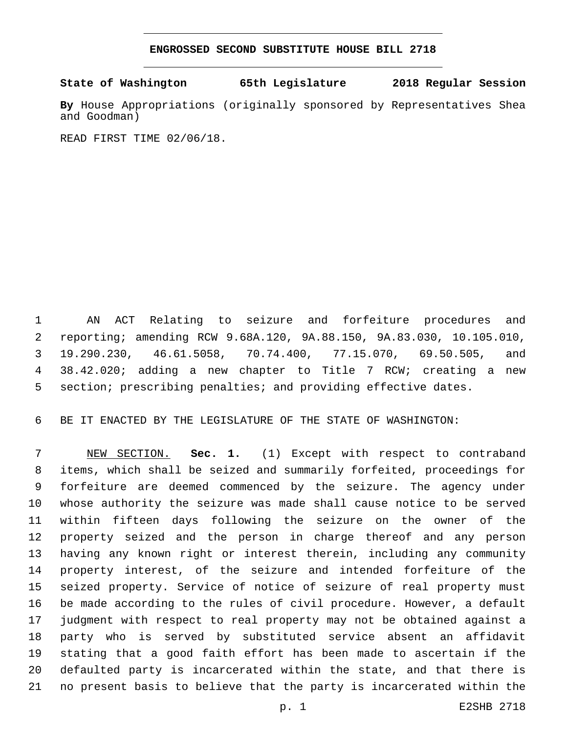# ENGROSSED SECOND SUBSTITUTE HOUSE BILL 2718

**State of Washington 65th Legislature 2018 Regular Session**

**By** House Appropriations (originally sponsored by Representatives Shea and Goodman)

READ FIRST TIME 02/06/18.

AN ACT Relating to seizure and forfeiture procedures and reporting; amending RCW 9.68A.120, 9A.88.150, 9A.83.030, 10.105.010, 19.290.230, 46.61.5058, 70.74.400, 77.15.070, 69.50.505, and 38.42.020; adding a new chapter to Title 7 RCW; creating a new section; prescribing penalties; and providing effective dates.

BE IT ENACTED BY THE LEGISLATURE OF THE STATE OF WASHINGTON:

NEW SECTION. **Sec. 1.** (1) Except with respect to contraband items, which shall be seized and summarily forfeited, proceedings for forfeiture are deemed commenced by the seizure. The agency under whose authority the seizure was made shall cause notice to be served within fifteen days following the seizure on the owner of the property seized and the person in charge thereof and any person having any known right or interest therein, including any community property interest, of the seizure and intended forfeiture of the seized property. Service of notice of seizure of real property must be made according to the rules of civil procedure. However, a default judgment with respect to real property may not be obtained against a party who is served by substituted service absent an affidavit stating that a good faith effort has been made to ascertain if the defaulted party is incarcerated within the state, and that there is no present basis to believe that the party is incarcerated within the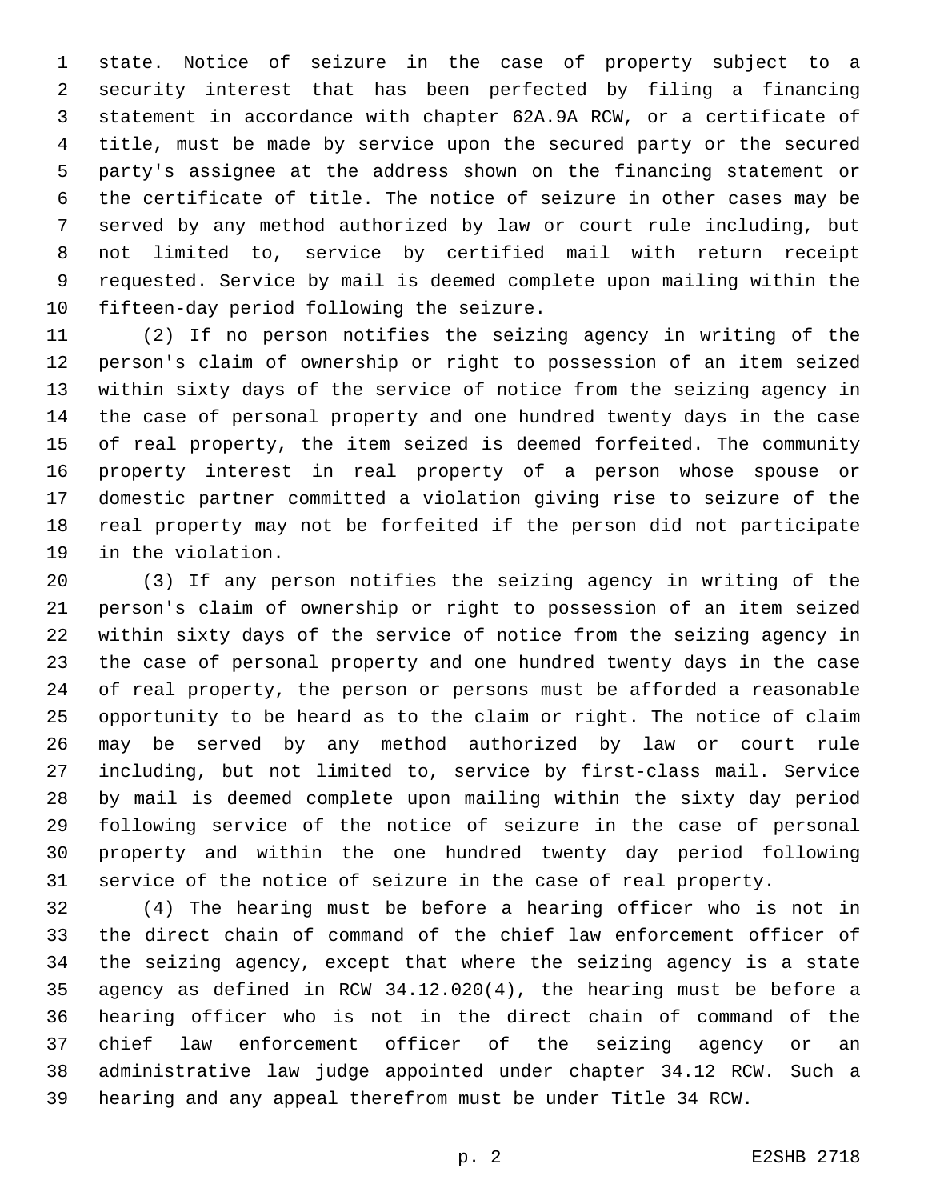state. Notice of seizure in the case of property subject to a security interest that has been perfected by filing a financing statement in accordance with chapter 62A.9A RCW, or a certificate of title, must be made by service upon the secured party or the secured party's assignee at the address shown on the financing statement or the certificate of title. The notice of seizure in other cases may be served by any method authorized by law or court rule including, but not limited to, service by certified mail with return receipt requested. Service by mail is deemed complete upon mailing within the fifteen-day period following the seizure.

(2) If no person notifies the seizing agency in writing of the person's claim of ownership or right to possession of an item seized within sixty days of the service of notice from the seizing agency in the case of personal property and one hundred twenty days in the case of real property, the item seized is deemed forfeited. The community property interest in real property of a person whose spouse or domestic partner committed a violation giving rise to seizure of the real property may not be forfeited if the person did not participate in the violation.

(3) If any person notifies the seizing agency in writing of the person's claim of ownership or right to possession of an item seized within sixty days of the service of notice from the seizing agency in the case of personal property and one hundred twenty days in the case of real property, the person or persons must be afforded a reasonable opportunity to be heard as to the claim or right. The notice of claim may be served by any method authorized by law or court rule including, but not limited to, service by first-class mail. Service by mail is deemed complete upon mailing within the sixty day period following service of the notice of seizure in the case of personal property and within the one hundred twenty day period following service of the notice of seizure in the case of real property.

(4) The hearing must be before a hearing officer who is not in the direct chain of command of the chief law enforcement officer of the seizing agency, except that where the seizing agency is a state agency as defined in RCW 34.12.020(4), the hearing must be before a hearing officer who is not in the direct chain of command of the chief law enforcement officer of the seizing agency or an administrative law judge appointed under chapter 34.12 RCW. Such a hearing and any appeal therefrom must be under Title 34 RCW.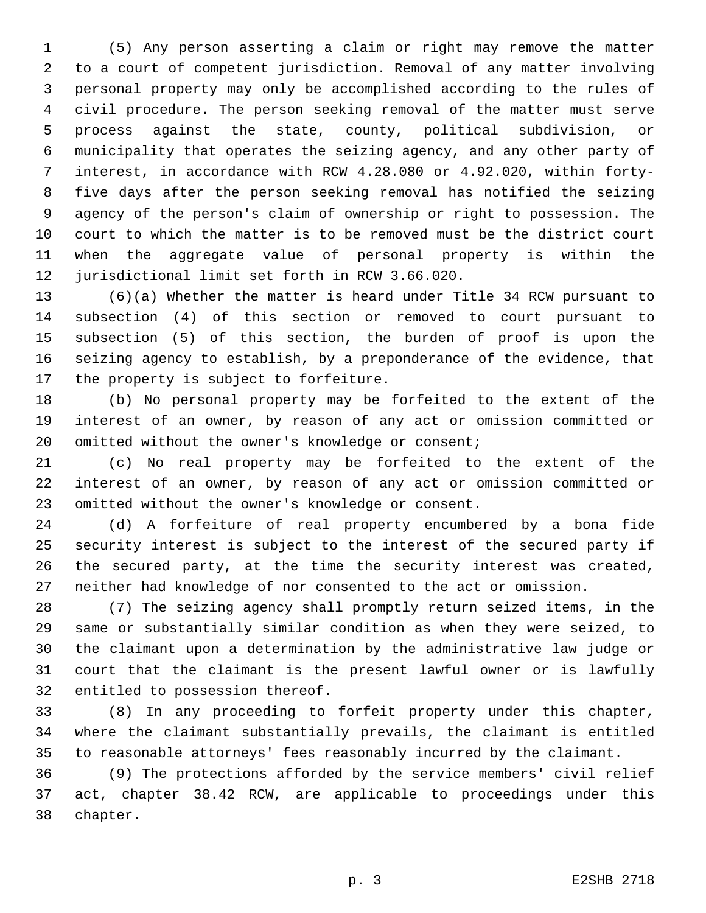(5) Any person asserting a claim or right may remove the matter to a court of competent jurisdiction. Removal of any matter involving personal property may only be accomplished according to the rules of civil procedure. The person seeking removal of the matter must serve process against the state, county, political subdivision, or municipality that operates the seizing agency, and any other party of interest, in accordance with RCW 4.28.080 or 4.92.020, within forty-five days after the person seeking removal has notified the seizing agency of the person's claim of ownership or right to possession. The court to which the matter is to be removed must be the district court when the aggregate value of personal property is within the jurisdictional limit set forth in RCW 3.66.020.

(6)(a) Whether the matter is heard under Title 34 RCW pursuant to subsection (4) of this section or removed to court pursuant to subsection (5) of this section, the burden of proof is upon the seizing agency to establish, by a preponderance of the evidence, that the property is subject to forfeiture.

(b) No personal property may be forfeited to the extent of the interest of an owner, by reason of any act or omission committed or omitted without the owner's knowledge or consent;

(c) No real property may be forfeited to the extent of the interest of an owner, by reason of any act or omission committed or omitted without the owner's knowledge or consent.

(d) A forfeiture of real property encumbered by a bona fide security interest is subject to the interest of the secured party if the secured party, at the time the security interest was created, neither had knowledge of nor consented to the act or omission.

(7) The seizing agency shall promptly return seized items, in the same or substantially similar condition as when they were seized, to the claimant upon a determination by the administrative law judge or court that the claimant is the present lawful owner or is lawfully entitled to possession thereof.

(8) In any proceeding to forfeit property under this chapter, where the claimant substantially prevails, the claimant is entitled to reasonable attorneys' fees reasonably incurred by the claimant.

(9) The protections afforded by the service members' civil relief act, chapter 38.42 RCW, are applicable to proceedings under this chapter.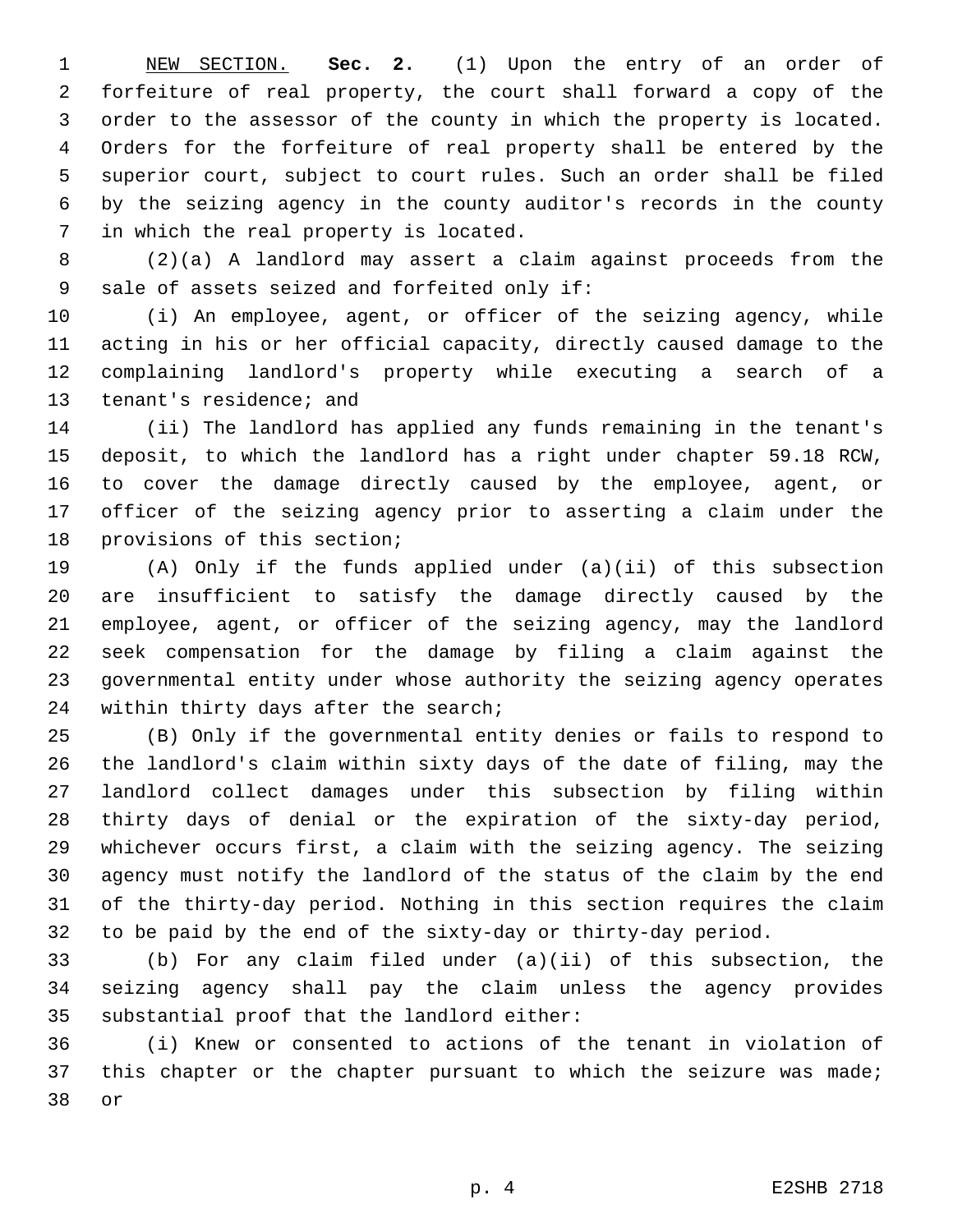NEW SECTION. **Sec. 2.** (1) Upon the entry of an order of forfeiture of real property, the court shall forward a copy of the order to the assessor of the county in which the property is located. Orders for the forfeiture of real property shall be entered by the superior court, subject to court rules. Such an order shall be filed by the seizing agency in the county auditor's records in the county in which the real property is located.

(2)(a) A landlord may assert a claim against proceeds from the sale of assets seized and forfeited only if:

(i) An employee, agent, or officer of the seizing agency, while acting in his or her official capacity, directly caused damage to the complaining landlord's property while executing a search of a tenant's residence; and

(ii) The landlord has applied any funds remaining in the tenant's deposit, to which the landlord has a right under chapter 59.18 RCW, to cover the damage directly caused by the employee, agent, or officer of the seizing agency prior to asserting a claim under the provisions of this section;

(A) Only if the funds applied under (a)(ii) of this subsection are insufficient to satisfy the damage directly caused by the employee, agent, or officer of the seizing agency, may the landlord seek compensation for the damage by filing a claim against the governmental entity under whose authority the seizing agency operates within thirty days after the search;

(B) Only if the governmental entity denies or fails to respond to the landlord's claim within sixty days of the date of filing, may the landlord collect damages under this subsection by filing within thirty days of denial or the expiration of the sixty-day period, whichever occurs first, a claim with the seizing agency. The seizing agency must notify the landlord of the status of the claim by the end of the thirty-day period. Nothing in this section requires the claim to be paid by the end of the sixty-day or thirty-day period.

(b) For any claim filed under (a)(ii) of this subsection, the seizing agency shall pay the claim unless the agency provides substantial proof that the landlord either:

(i) Knew or consented to actions of the tenant in violation of this chapter or the chapter pursuant to which the seizure was made; or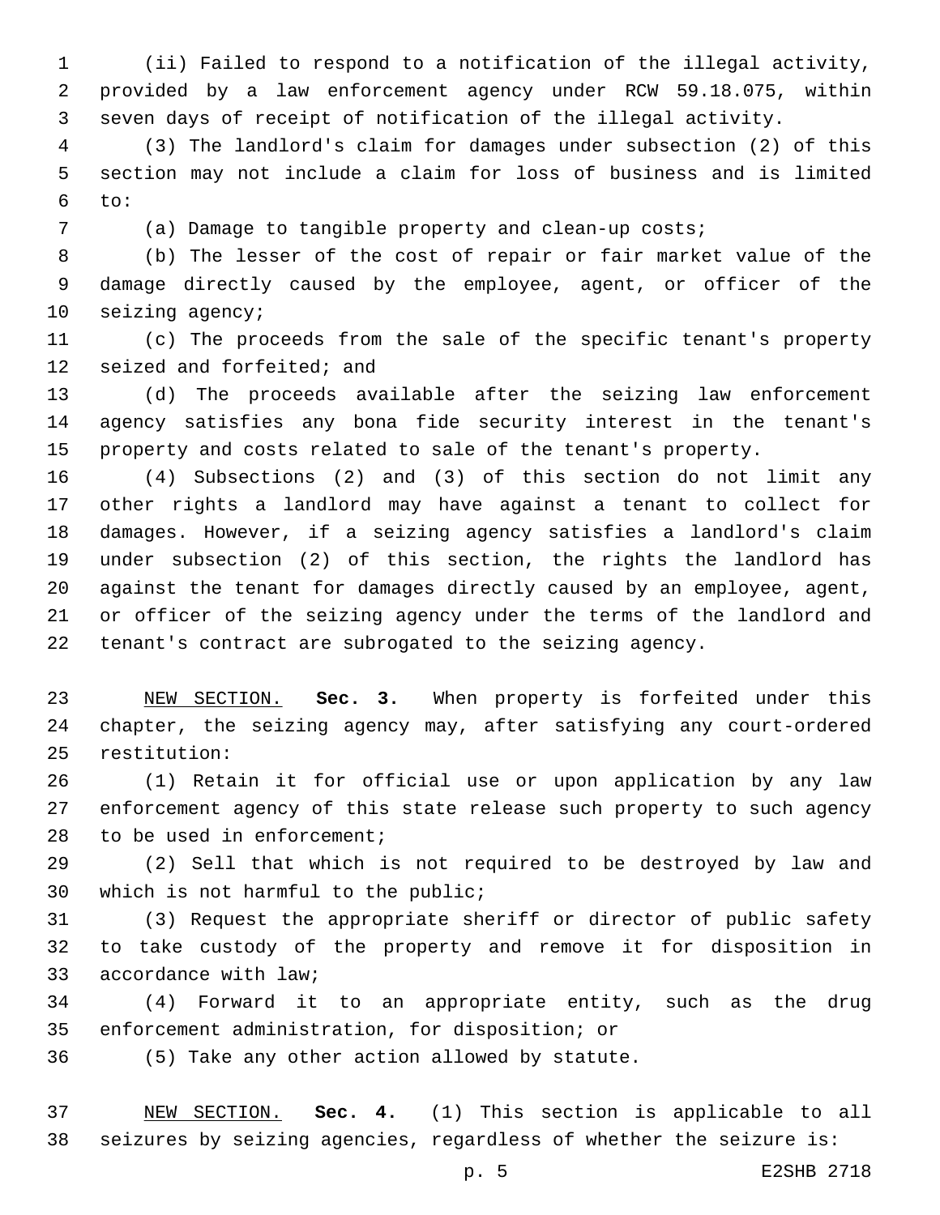(ii) Failed to respond to a notification of the illegal activity, provided by a law enforcement agency under RCW 59.18.075, within seven days of receipt of notification of the illegal activity.

(3) The landlord's claim for damages under subsection (2) of this section may not include a claim for loss of business and is limited to:

(a) Damage to tangible property and clean-up costs;

(b) The lesser of the cost of repair or fair market value of the damage directly caused by the employee, agent, or officer of the seizing agency;

(c) The proceeds from the sale of the specific tenant's property seized and forfeited; and

(d) The proceeds available after the seizing law enforcement agency satisfies any bona fide security interest in the tenant's property and costs related to sale of the tenant's property.

(4) Subsections (2) and (3) of this section do not limit any other rights a landlord may have against a tenant to collect for damages. However, if a seizing agency satisfies a landlord's claim under subsection (2) of this section, the rights the landlord has against the tenant for damages directly caused by an employee, agent, or officer of the seizing agency under the terms of the landlord and tenant's contract are subrogated to the seizing agency.

NEW SECTION. **Sec. 3.** When property is forfeited under this chapter, the seizing agency may, after satisfying any court-ordered restitution:

(1) Retain it for official use or upon application by any law enforcement agency of this state release such property to such agency to be used in enforcement;

(2) Sell that which is not required to be destroyed by law and which is not harmful to the public;

(3) Request the appropriate sheriff or director of public safety to take custody of the property and remove it for disposition in accordance with law;

(4) Forward it to an appropriate entity, such as the drug enforcement administration, for disposition; or

(5) Take any other action allowed by statute.

NEW SECTION. **Sec. 4.** (1) This section is applicable to all seizures by seizing agencies, regardless of whether the seizure is: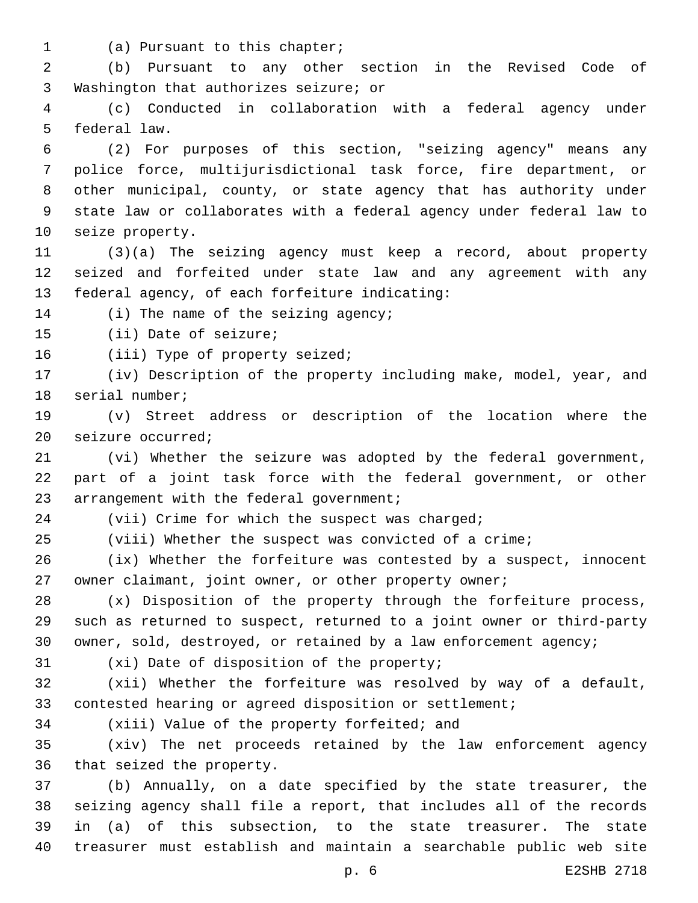(a) Pursuant to this chapter;

(b) Pursuant to any other section in the Revised Code of Washington that authorizes seizure; or

(c) Conducted in collaboration with a federal agency under federal law.

(2) For purposes of this section, "seizing agency" means any police force, multijurisdictional task force, fire department, or other municipal, county, or state agency that has authority under state law or collaborates with a federal agency under federal law to seize property.

(3)(a) The seizing agency must keep a record, about property seized and forfeited under state law and any agreement with any federal agency, of each forfeiture indicating:

(i) The name of the seizing agency;

(ii) Date of seizure;

(iii) Type of property seized;

(iv) Description of the property including make, model, year, and serial number;

(v) Street address or description of the location where the seizure occurred;

(vi) Whether the seizure was adopted by the federal government, part of a joint task force with the federal government, or other arrangement with the federal government;

(vii) Crime for which the suspect was charged;

(viii) Whether the suspect was convicted of a crime;

(ix) Whether the forfeiture was contested by a suspect, innocent owner claimant, joint owner, or other property owner;

(x) Disposition of the property through the forfeiture process, such as returned to suspect, returned to a joint owner or third-party owner, sold, destroyed, or retained by a law enforcement agency;

(xi) Date of disposition of the property;

(xii) Whether the forfeiture was resolved by way of a default, contested hearing or agreed disposition or settlement;

(xiii) Value of the property forfeited; and

(xiv) The net proceeds retained by the law enforcement agency that seized the property.

(b) Annually, on a date specified by the state treasurer, the seizing agency shall file a report, that includes all of the records in (a) of this subsection, to the state treasurer. The state treasurer must establish and maintain a searchable public web site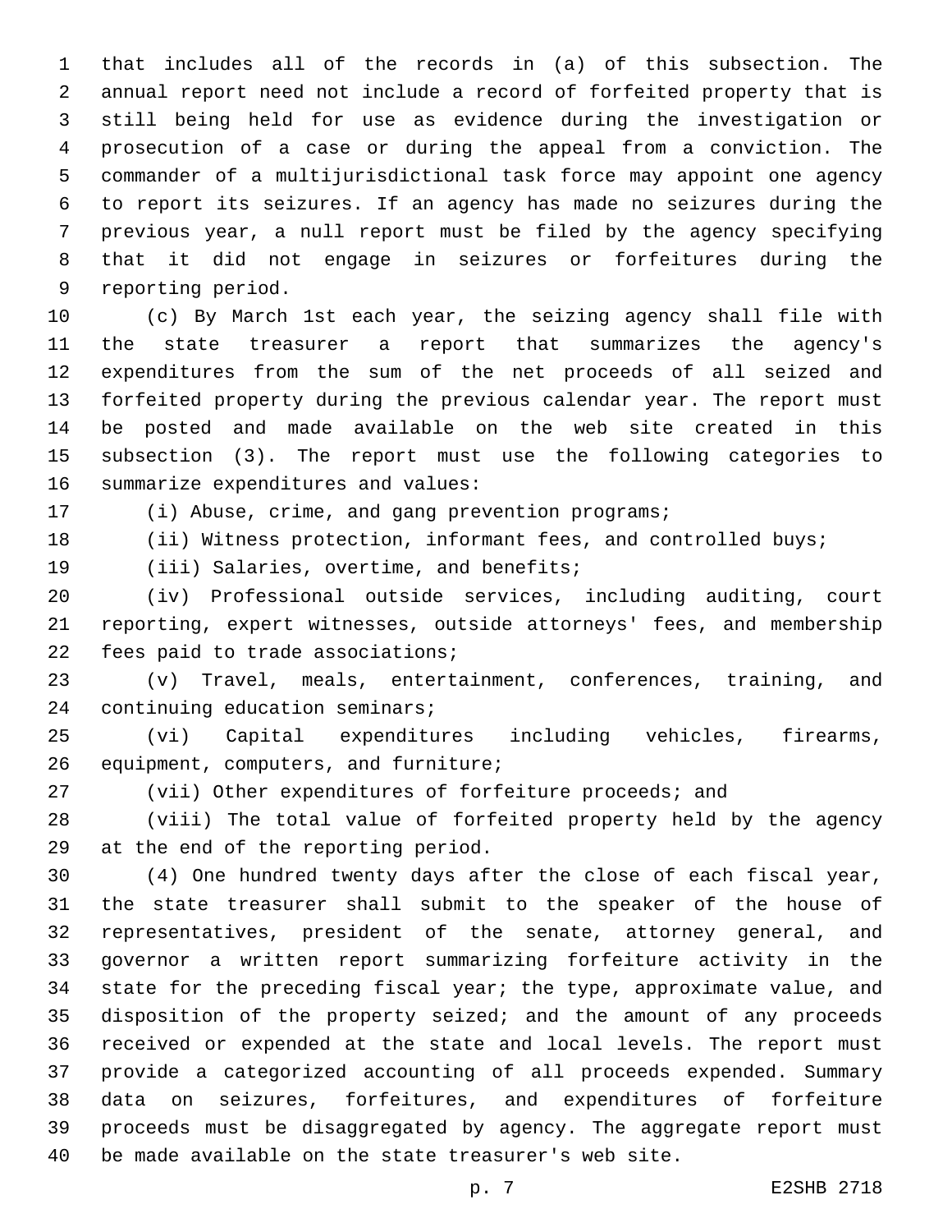that includes all of the records in (a) of this subsection. The annual report need not include a record of forfeited property that is still being held for use as evidence during the investigation or prosecution of a case or during the appeal from a conviction. The commander of a multijurisdictional task force may appoint one agency to report its seizures. If an agency has made no seizures during the previous year, a null report must be filed by the agency specifying that it did not engage in seizures or forfeitures during the reporting period.

(c) By March 1st each year, the seizing agency shall file with the state treasurer a report that summarizes the agency's expenditures from the sum of the net proceeds of all seized and forfeited property during the previous calendar year. The report must be posted and made available on the web site created in this subsection (3). The report must use the following categories to summarize expenditures and values:

(i) Abuse, crime, and gang prevention programs;

(ii) Witness protection, informant fees, and controlled buys;

(iii) Salaries, overtime, and benefits;

(iv) Professional outside services, including auditing, court reporting, expert witnesses, outside attorneys' fees, and membership fees paid to trade associations;

(v) Travel, meals, entertainment, conferences, training, and continuing education seminars;

(vi) Capital expenditures including vehicles, firearms, equipment, computers, and furniture;

(vii) Other expenditures of forfeiture proceeds; and

(viii) The total value of forfeited property held by the agency at the end of the reporting period.

(4) One hundred twenty days after the close of each fiscal year, the state treasurer shall submit to the speaker of the house of representatives, president of the senate, attorney general, and governor a written report summarizing forfeiture activity in the state for the preceding fiscal year; the type, approximate value, and disposition of the property seized; and the amount of any proceeds received or expended at the state and local levels. The report must provide a categorized accounting of all proceeds expended. Summary data on seizures, forfeitures, and expenditures of forfeiture proceeds must be disaggregated by agency. The aggregate report must be made available on the state treasurer's web site.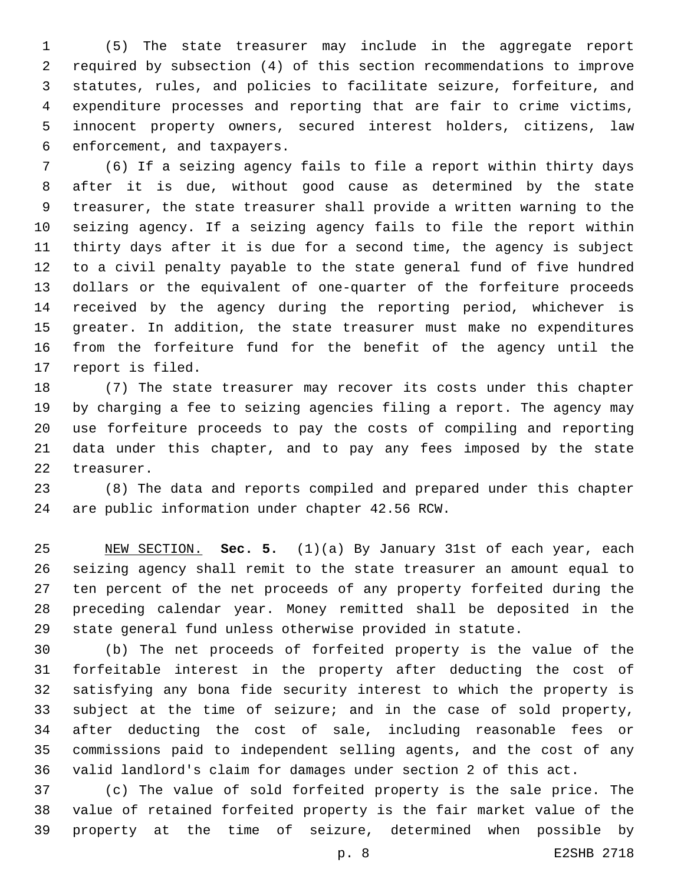(5) The state treasurer may include in the aggregate report required by subsection (4) of this section recommendations to improve statutes, rules, and policies to facilitate seizure, forfeiture, and expenditure processes and reporting that are fair to crime victims, innocent property owners, secured interest holders, citizens, law enforcement, and taxpayers.

(6) If a seizing agency fails to file a report within thirty days after it is due, without good cause as determined by the state treasurer, the state treasurer shall provide a written warning to the seizing agency. If a seizing agency fails to file the report within thirty days after it is due for a second time, the agency is subject to a civil penalty payable to the state general fund of five hundred dollars or the equivalent of one-quarter of the forfeiture proceeds received by the agency during the reporting period, whichever is greater. In addition, the state treasurer must make no expenditures from the forfeiture fund for the benefit of the agency until the report is filed.

(7) The state treasurer may recover its costs under this chapter by charging a fee to seizing agencies filing a report. The agency may use forfeiture proceeds to pay the costs of compiling and reporting data under this chapter, and to pay any fees imposed by the state treasurer.

(8) The data and reports compiled and prepared under this chapter are public information under chapter 42.56 RCW.

NEW SECTION. **Sec. 5.** (1)(a) By January 31st of each year, each seizing agency shall remit to the state treasurer an amount equal to ten percent of the net proceeds of any property forfeited during the preceding calendar year. Money remitted shall be deposited in the state general fund unless otherwise provided in statute.

(b) The net proceeds of forfeited property is the value of the forfeitable interest in the property after deducting the cost of satisfying any bona fide security interest to which the property is subject at the time of seizure; and in the case of sold property, after deducting the cost of sale, including reasonable fees or commissions paid to independent selling agents, and the cost of any valid landlord's claim for damages under section 2 of this act.

(c) The value of sold forfeited property is the sale price. The value of retained forfeited property is the fair market value of the property at the time of seizure, determined when possible by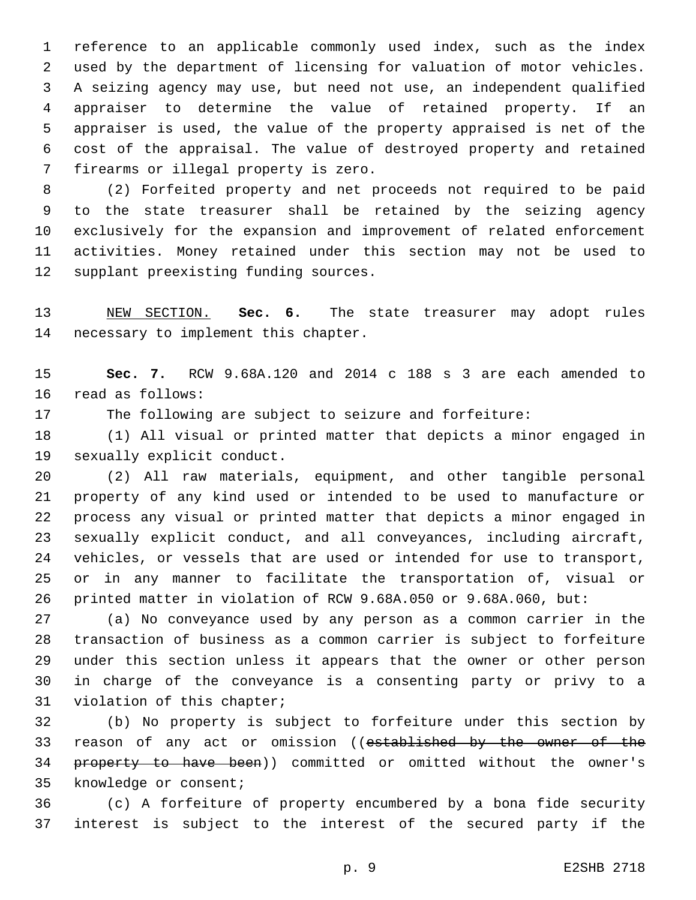reference to an applicable commonly used index, such as the index used by the department of licensing for valuation of motor vehicles. A seizing agency may use, but need not use, an independent qualified appraiser to determine the value of retained property. If an appraiser is used, the value of the property appraised is net of the cost of the appraisal. The value of destroyed property and retained firearms or illegal property is zero.

(2) Forfeited property and net proceeds not required to be paid to the state treasurer shall be retained by the seizing agency exclusively for the expansion and improvement of related enforcement activities. Money retained under this section may not be used to supplant preexisting funding sources.

NEW SECTION. **Sec. 6.** The state treasurer may adopt rules necessary to implement this chapter.

**Sec. 7.** RCW 9.68A.120 and 2014 c 188 s 3 are each amended to read as follows:

The following are subject to seizure and forfeiture:

(1) All visual or printed matter that depicts a minor engaged in sexually explicit conduct.

(2) All raw materials, equipment, and other tangible personal property of any kind used or intended to be used to manufacture or process any visual or printed matter that depicts a minor engaged in sexually explicit conduct, and all conveyances, including aircraft, vehicles, or vessels that are used or intended for use to transport, or in any manner to facilitate the transportation of, visual or printed matter in violation of RCW 9.68A.050 or 9.68A.060, but:

(a) No conveyance used by any person as a common carrier in the transaction of business as a common carrier is subject to forfeiture under this section unless it appears that the owner or other person in charge of the conveyance is a consenting party or privy to a violation of this chapter;

(b) No property is subject to forfeiture under this section by reason of any act or omission ((~~established by the owner of the property to have been~~)) committed or omitted without the owner's knowledge or consent;

(c) A forfeiture of property encumbered by a bona fide security interest is subject to the interest of the secured party if the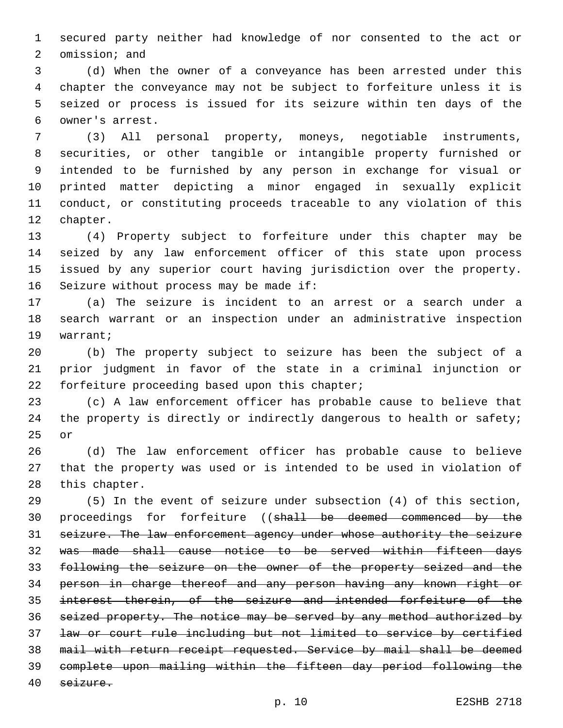secured party neither had knowledge of nor consented to the act or omission; and

(d) When the owner of a conveyance has been arrested under this chapter the conveyance may not be subject to forfeiture unless it is seized or process is issued for its seizure within ten days of the owner's arrest.

(3) All personal property, moneys, negotiable instruments, securities, or other tangible or intangible property furnished or intended to be furnished by any person in exchange for visual or printed matter depicting a minor engaged in sexually explicit conduct, or constituting proceeds traceable to any violation of this chapter.

(4) Property subject to forfeiture under this chapter may be seized by any law enforcement officer of this state upon process issued by any superior court having jurisdiction over the property. Seizure without process may be made if:

(a) The seizure is incident to an arrest or a search under a search warrant or an inspection under an administrative inspection warrant;

(b) The property subject to seizure has been the subject of a prior judgment in favor of the state in a criminal injunction or forfeiture proceeding based upon this chapter;

(c) A law enforcement officer has probable cause to believe that the property is directly or indirectly dangerous to health or safety; or

(d) The law enforcement officer has probable cause to believe that the property was used or is intended to be used in violation of this chapter.

(5) In the event of seizure under subsection (4) of this section, proceedings for forfeiture ((~~shall be deemed commenced by the seizure. The law enforcement agency under whose authority the seizure was made shall cause notice to be served within fifteen days following the seizure on the owner of the property seized and the person in charge thereof and any person having any known right or interest therein, of the seizure and intended forfeiture of the seized property. The notice may be served by any method authorized by law or court rule including but not limited to service by certified mail with return receipt requested. Service by mail shall be deemed complete upon mailing within the fifteen day period following the seizure.~~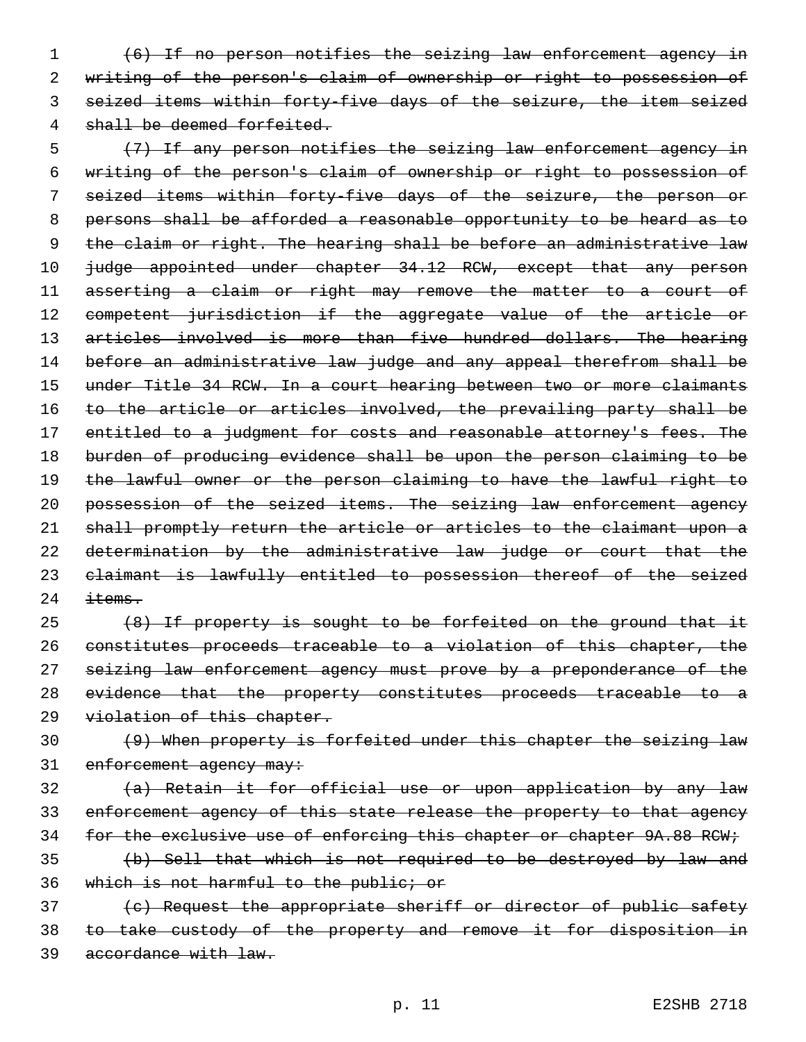~~(6) If no person notifies the seizing law enforcement agency in writing of the person's claim of ownership or right to possession of seized items within forty-five days of the seizure, the item seized shall be deemed forfeited.~~

~~(7) If any person notifies the seizing law enforcement agency in writing of the person's claim of ownership or right to possession of seized items within forty-five days of the seizure, the person or persons shall be afforded a reasonable opportunity to be heard as to the claim or right. The hearing shall be before an administrative law judge appointed under chapter 34.12 RCW, except that any person asserting a claim or right may remove the matter to a court of competent jurisdiction if the aggregate value of the article or articles involved is more than five hundred dollars. The hearing before an administrative law judge and any appeal therefrom shall be under Title 34 RCW. In a court hearing between two or more claimants to the article or articles involved, the prevailing party shall be entitled to a judgment for costs and reasonable attorney's fees. The burden of producing evidence shall be upon the person claiming to be the lawful owner or the person claiming to have the lawful right to possession of the seized items. The seizing law enforcement agency shall promptly return the article or articles to the claimant upon a determination by the administrative law judge or court that the claimant is lawfully entitled to possession thereof of the seized items.~~

~~(8) If property is sought to be forfeited on the ground that it constitutes proceeds traceable to a violation of this chapter, the seizing law enforcement agency must prove by a preponderance of the evidence that the property constitutes proceeds traceable to a violation of this chapter.~~

~~(9) When property is forfeited under this chapter the seizing law enforcement agency may:~~

~~(a) Retain it for official use or upon application by any law enforcement agency of this state release the property to that agency for the exclusive use of enforcing this chapter or chapter 9A.88 RCW;~~

~~(b) Sell that which is not required to be destroyed by law and which is not harmful to the public; or~~

~~(c) Request the appropriate sheriff or director of public safety to take custody of the property and remove it for disposition in accordance with law.~~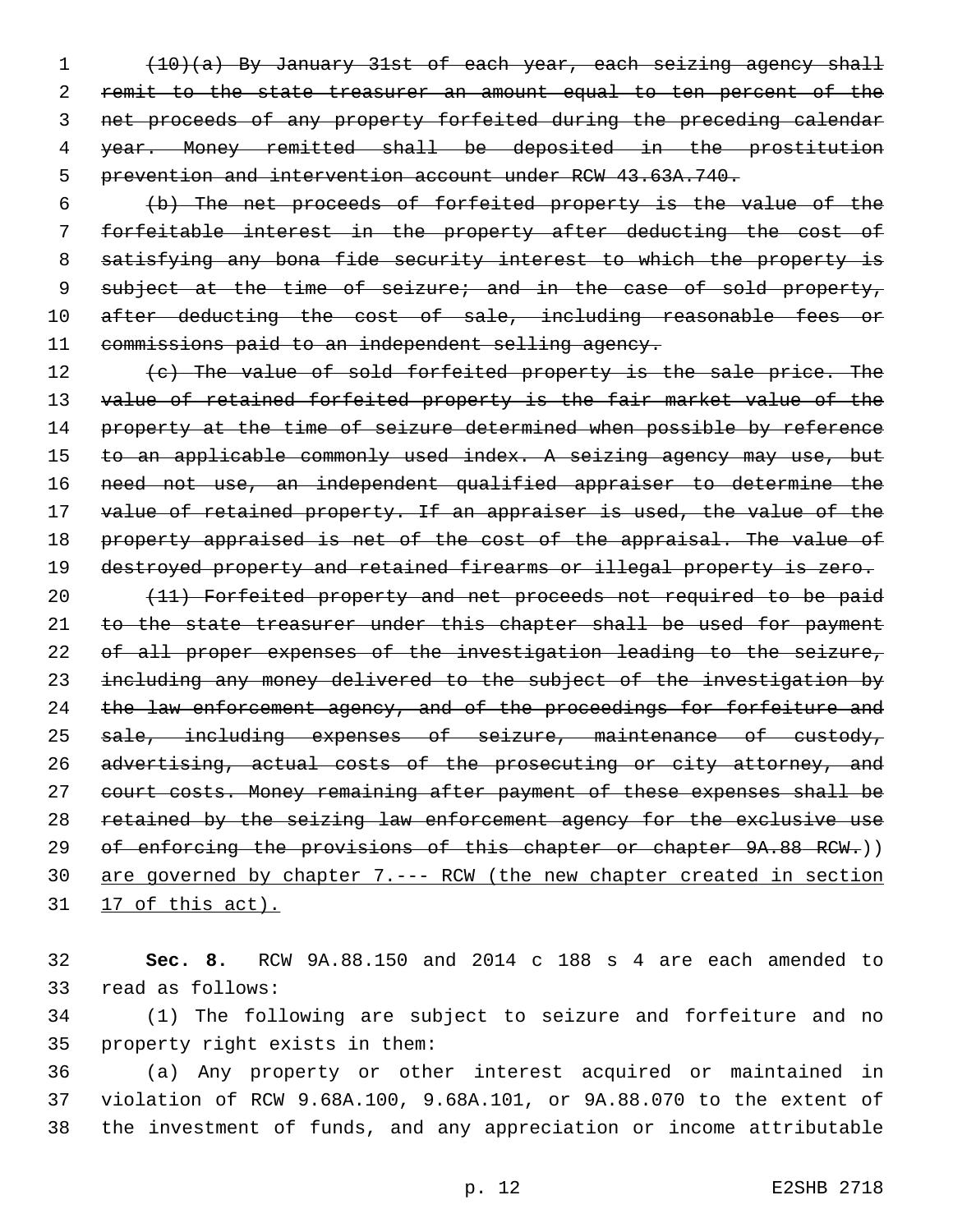~~(10)(a) By January 31st of each year, each seizing agency shall remit to the state treasurer an amount equal to ten percent of the net proceeds of any property forfeited during the preceding calendar year. Money remitted shall be deposited in the prostitution prevention and intervention account under RCW 43.63A.740.~~

~~(b) The net proceeds of forfeited property is the value of the forfeitable interest in the property after deducting the cost of satisfying any bona fide security interest to which the property is subject at the time of seizure; and in the case of sold property, after deducting the cost of sale, including reasonable fees or commissions paid to an independent selling agency.~~

~~(c) The value of sold forfeited property is the sale price. The value of retained forfeited property is the fair market value of the property at the time of seizure determined when possible by reference to an applicable commonly used index. A seizing agency may use, but need not use, an independent qualified appraiser to determine the value of retained property. If an appraiser is used, the value of the property appraised is net of the cost of the appraisal. The value of destroyed property and retained firearms or illegal property is zero.~~

~~(11) Forfeited property and net proceeds not required to be paid to the state treasurer under this chapter shall be used for payment of all proper expenses of the investigation leading to the seizure, including any money delivered to the subject of the investigation by the law enforcement agency, and of the proceedings for forfeiture and sale, including expenses of seizure, maintenance of custody, advertising, actual costs of the prosecuting or city attorney, and court costs. Money remaining after payment of these expenses shall be retained by the seizing law enforcement agency for the exclusive use of enforcing the provisions of this chapter or chapter 9A.88 RCW.~~)) <u>are governed by chapter 7.--- RCW (the new chapter created in section 17 of this act).</u>

**Sec. 8.** RCW 9A.88.150 and 2014 c 188 s 4 are each amended to read as follows:

(1) The following are subject to seizure and forfeiture and no property right exists in them:

(a) Any property or other interest acquired or maintained in violation of RCW 9.68A.100, 9.68A.101, or 9A.88.070 to the extent of the investment of funds, and any appreciation or income attributable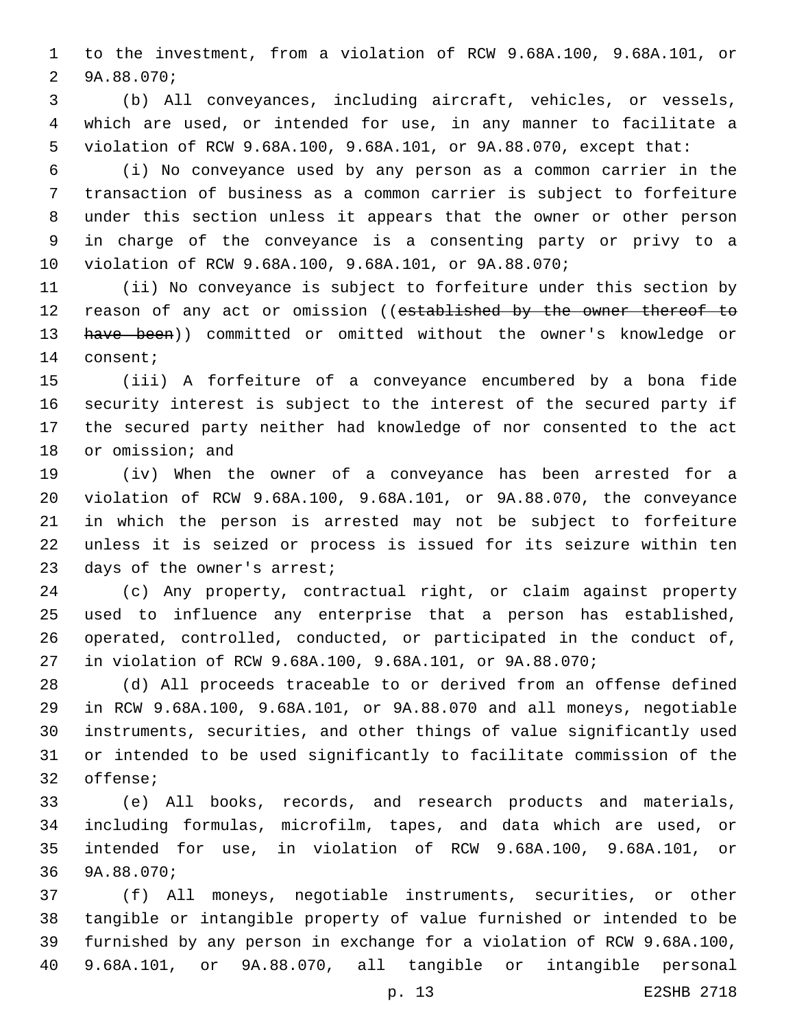to the investment, from a violation of RCW 9.68A.100, 9.68A.101, or 9A.88.070;

(b) All conveyances, including aircraft, vehicles, or vessels, which are used, or intended for use, in any manner to facilitate a violation of RCW 9.68A.100, 9.68A.101, or 9A.88.070, except that:

(i) No conveyance used by any person as a common carrier in the transaction of business as a common carrier is subject to forfeiture under this section unless it appears that the owner or other person in charge of the conveyance is a consenting party or privy to a violation of RCW 9.68A.100, 9.68A.101, or 9A.88.070;

(ii) No conveyance is subject to forfeiture under this section by reason of any act or omission ((~~established by the owner thereof to have been~~)) committed or omitted without the owner's knowledge or consent;

(iii) A forfeiture of a conveyance encumbered by a bona fide security interest is subject to the interest of the secured party if the secured party neither had knowledge of nor consented to the act or omission; and

(iv) When the owner of a conveyance has been arrested for a violation of RCW 9.68A.100, 9.68A.101, or 9A.88.070, the conveyance in which the person is arrested may not be subject to forfeiture unless it is seized or process is issued for its seizure within ten days of the owner's arrest;

(c) Any property, contractual right, or claim against property used to influence any enterprise that a person has established, operated, controlled, conducted, or participated in the conduct of, in violation of RCW 9.68A.100, 9.68A.101, or 9A.88.070;

(d) All proceeds traceable to or derived from an offense defined in RCW 9.68A.100, 9.68A.101, or 9A.88.070 and all moneys, negotiable instruments, securities, and other things of value significantly used or intended to be used significantly to facilitate commission of the offense;

(e) All books, records, and research products and materials, including formulas, microfilm, tapes, and data which are used, or intended for use, in violation of RCW 9.68A.100, 9.68A.101, or 9A.88.070;

(f) All moneys, negotiable instruments, securities, or other tangible or intangible property of value furnished or intended to be furnished by any person in exchange for a violation of RCW 9.68A.100, 9.68A.101, or 9A.88.070, all tangible or intangible personal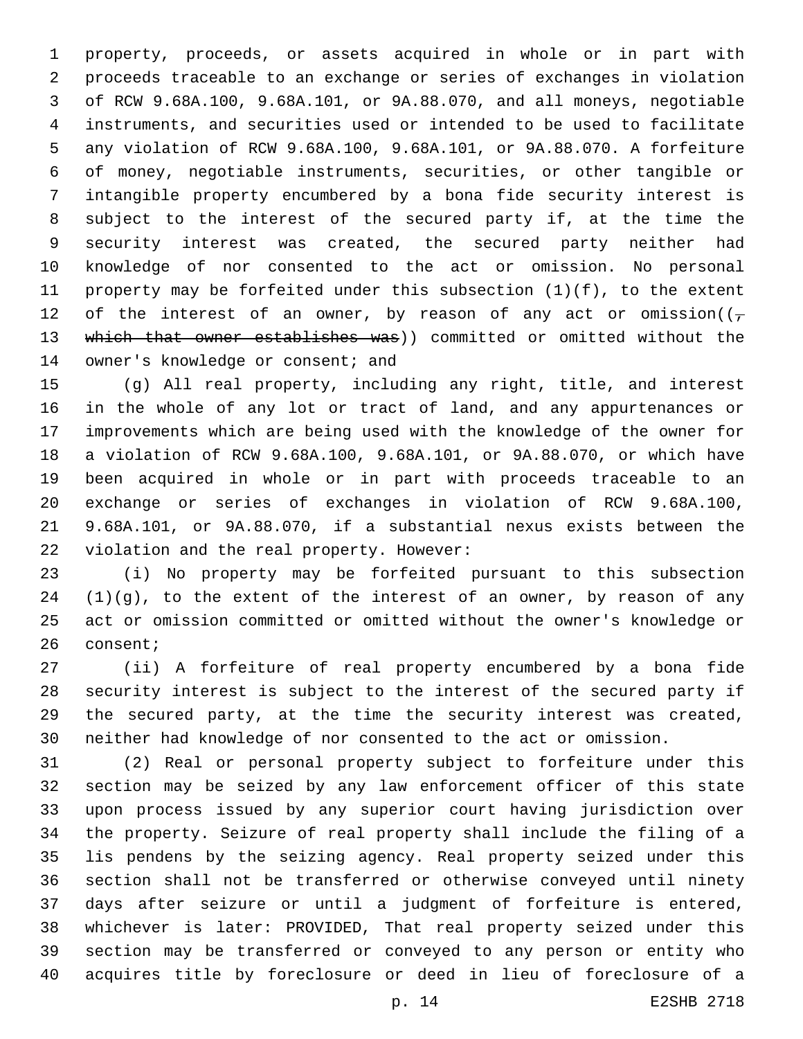property, proceeds, or assets acquired in whole or in part with proceeds traceable to an exchange or series of exchanges in violation of RCW 9.68A.100, 9.68A.101, or 9A.88.070, and all moneys, negotiable instruments, and securities used or intended to be used to facilitate any violation of RCW 9.68A.100, 9.68A.101, or 9A.88.070. A forfeiture of money, negotiable instruments, securities, or other tangible or intangible property encumbered by a bona fide security interest is subject to the interest of the secured party if, at the time the security interest was created, the secured party neither had knowledge of nor consented to the act or omission. No personal property may be forfeited under this subsection (1)(f), to the extent of the interest of an owner, by reason of any act or omission((~~, which that owner establishes was~~)) committed or omitted without the owner's knowledge or consent; and

(g) All real property, including any right, title, and interest in the whole of any lot or tract of land, and any appurtenances or improvements which are being used with the knowledge of the owner for a violation of RCW 9.68A.100, 9.68A.101, or 9A.88.070, or which have been acquired in whole or in part with proceeds traceable to an exchange or series of exchanges in violation of RCW 9.68A.100, 9.68A.101, or 9A.88.070, if a substantial nexus exists between the violation and the real property. However:

(i) No property may be forfeited pursuant to this subsection (1)(g), to the extent of the interest of an owner, by reason of any act or omission committed or omitted without the owner's knowledge or consent;

(ii) A forfeiture of real property encumbered by a bona fide security interest is subject to the interest of the secured party if the secured party, at the time the security interest was created, neither had knowledge of nor consented to the act or omission.

(2) Real or personal property subject to forfeiture under this section may be seized by any law enforcement officer of this state upon process issued by any superior court having jurisdiction over the property. Seizure of real property shall include the filing of a lis pendens by the seizing agency. Real property seized under this section shall not be transferred or otherwise conveyed until ninety days after seizure or until a judgment of forfeiture is entered, whichever is later: PROVIDED, That real property seized under this section may be transferred or conveyed to any person or entity who acquires title by foreclosure or deed in lieu of foreclosure of a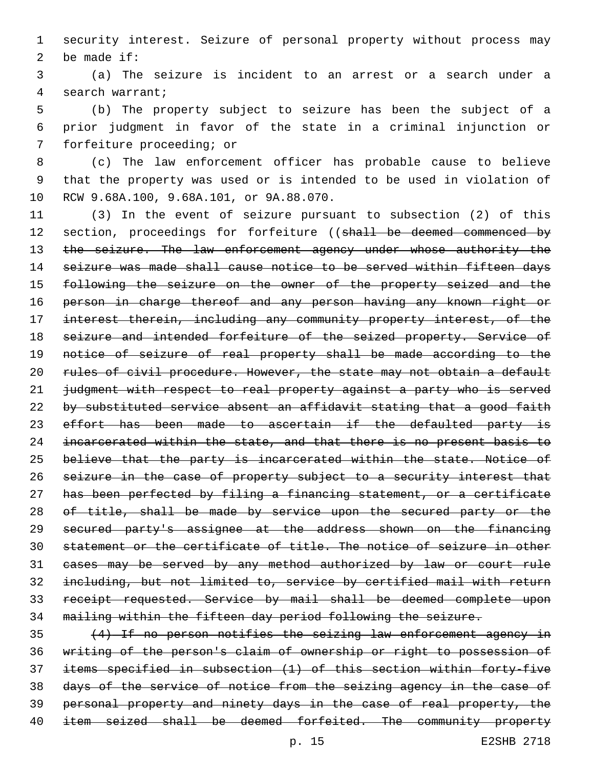security interest. Seizure of personal property without process may be made if:

(a) The seizure is incident to an arrest or a search under a search warrant;

(b) The property subject to seizure has been the subject of a prior judgment in favor of the state in a criminal injunction or forfeiture proceeding; or

(c) The law enforcement officer has probable cause to believe that the property was used or is intended to be used in violation of RCW 9.68A.100, 9.68A.101, or 9A.88.070.

(3) In the event of seizure pursuant to subsection (2) of this section, proceedings for forfeiture ((~~shall be deemed commenced by the seizure. The law enforcement agency under whose authority the seizure was made shall cause notice to be served within fifteen days following the seizure on the owner of the property seized and the person in charge thereof and any person having any known right or interest therein, including any community property interest, of the seizure and intended forfeiture of the seized property. Service of notice of seizure of real property shall be made according to the rules of civil procedure. However, the state may not obtain a default judgment with respect to real property against a party who is served by substituted service absent an affidavit stating that a good faith effort has been made to ascertain if the defaulted party is incarcerated within the state, and that there is no present basis to believe that the party is incarcerated within the state. Notice of seizure in the case of property subject to a security interest that has been perfected by filing a financing statement, or a certificate of title, shall be made by service upon the secured party or the secured party's assignee at the address shown on the financing statement or the certificate of title. The notice of seizure in other cases may be served by any method authorized by law or court rule including, but not limited to, service by certified mail with return receipt requested. Service by mail shall be deemed complete upon mailing within the fifteen day period following the seizure.~~

~~(4) If no person notifies the seizing law enforcement agency in writing of the person's claim of ownership or right to possession of items specified in subsection (1) of this section within forty-five days of the service of notice from the seizing agency in the case of personal property and ninety days in the case of real property, the item seized shall be deemed forfeited. The community property~~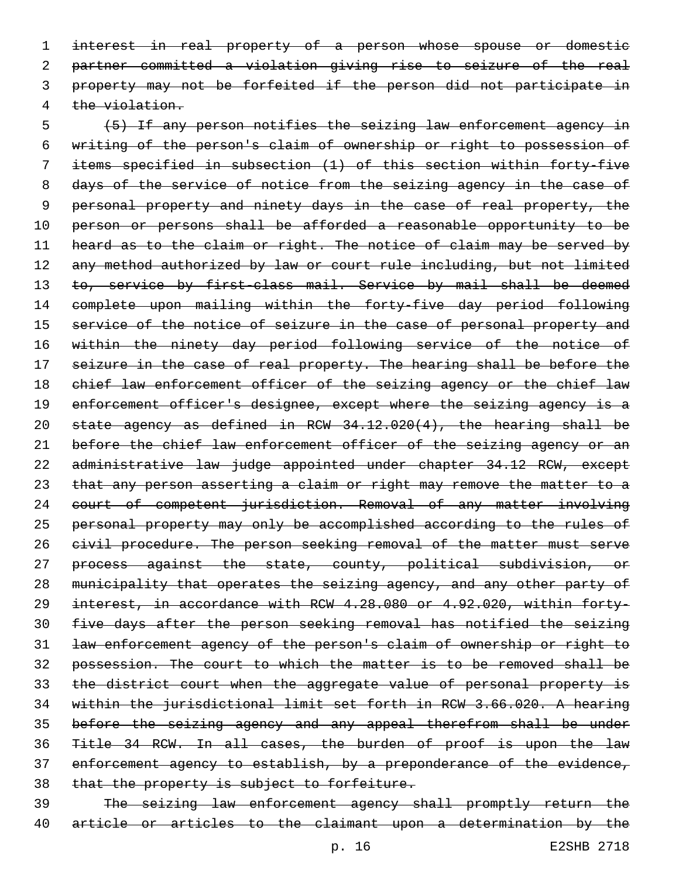~~interest in real property of a person whose spouse or domestic partner committed a violation giving rise to seizure of the real property may not be forfeited if the person did not participate in the violation.~~

~~(5) If any person notifies the seizing law enforcement agency in writing of the person's claim of ownership or right to possession of items specified in subsection (1) of this section within forty-five days of the service of notice from the seizing agency in the case of personal property and ninety days in the case of real property, the person or persons shall be afforded a reasonable opportunity to be heard as to the claim or right. The notice of claim may be served by any method authorized by law or court rule including, but not limited to, service by first-class mail. Service by mail shall be deemed complete upon mailing within the forty-five day period following service of the notice of seizure in the case of personal property and within the ninety day period following service of the notice of seizure in the case of real property. The hearing shall be before the chief law enforcement officer of the seizing agency or the chief law enforcement officer's designee, except where the seizing agency is a state agency as defined in RCW 34.12.020(4), the hearing shall be before the chief law enforcement officer of the seizing agency or an administrative law judge appointed under chapter 34.12 RCW, except that any person asserting a claim or right may remove the matter to a court of competent jurisdiction. Removal of any matter involving personal property may only be accomplished according to the rules of civil procedure. The person seeking removal of the matter must serve process against the state, county, political subdivision, or municipality that operates the seizing agency, and any other party of interest, in accordance with RCW 4.28.080 or 4.92.020, within forty-five days after the person seeking removal has notified the seizing law enforcement agency of the person's claim of ownership or right to possession. The court to which the matter is to be removed shall be the district court when the aggregate value of personal property is within the jurisdictional limit set forth in RCW 3.66.020. A hearing before the seizing agency and any appeal therefrom shall be under Title 34 RCW. In all cases, the burden of proof is upon the law enforcement agency to establish, by a preponderance of the evidence, that the property is subject to forfeiture.~~

~~The seizing law enforcement agency shall promptly return the article or articles to the claimant upon a determination by the~~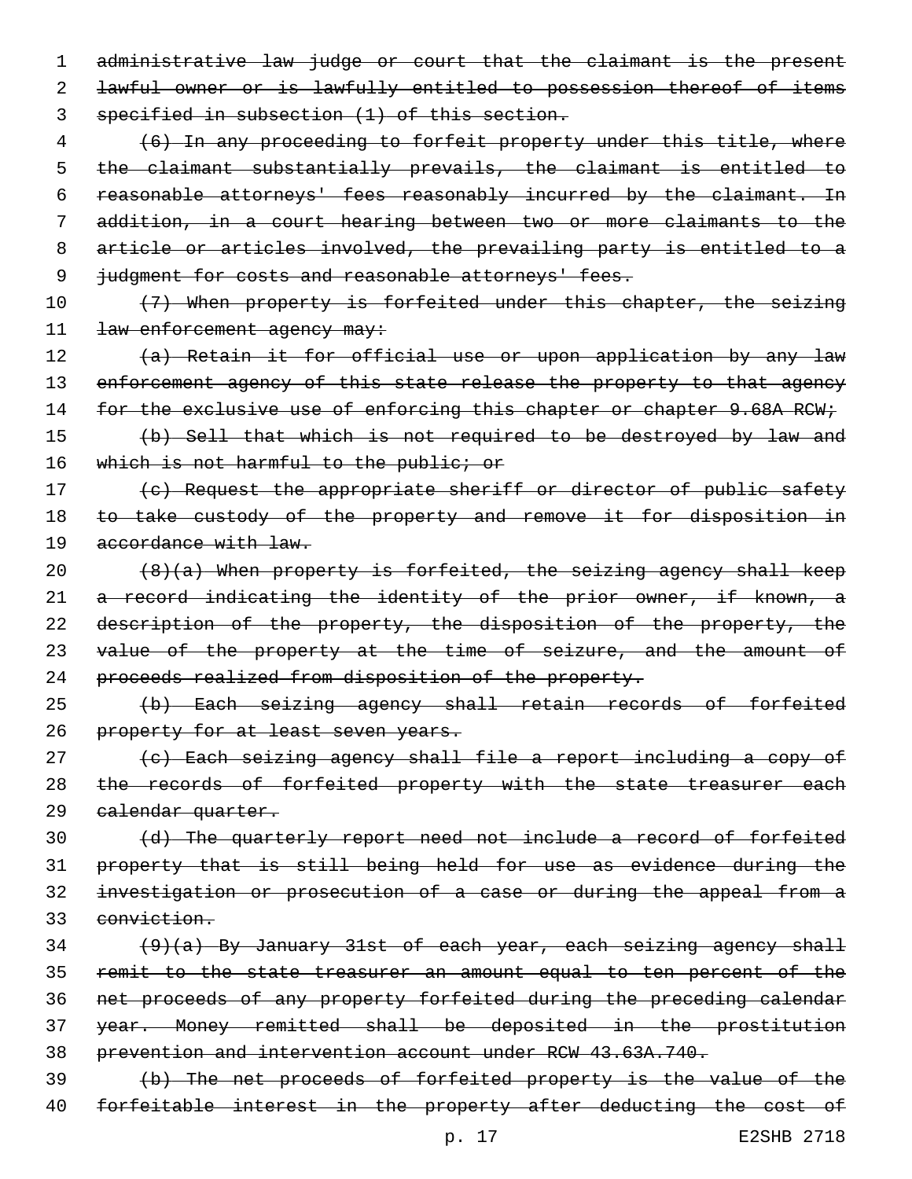~~administrative law judge or court that the claimant is the present lawful owner or is lawfully entitled to possession thereof of items specified in subsection (1) of this section.~~

~~(6) In any proceeding to forfeit property under this title, where the claimant substantially prevails, the claimant is entitled to reasonable attorneys' fees reasonably incurred by the claimant. In addition, in a court hearing between two or more claimants to the article or articles involved, the prevailing party is entitled to a judgment for costs and reasonable attorneys' fees.~~

~~(7) When property is forfeited under this chapter, the seizing law enforcement agency may:~~

~~(a) Retain it for official use or upon application by any law enforcement agency of this state release the property to that agency for the exclusive use of enforcing this chapter or chapter 9.68A RCW;~~

~~(b) Sell that which is not required to be destroyed by law and which is not harmful to the public; or~~

~~(c) Request the appropriate sheriff or director of public safety to take custody of the property and remove it for disposition in accordance with law.~~

~~(8)(a) When property is forfeited, the seizing agency shall keep a record indicating the identity of the prior owner, if known, a description of the property, the disposition of the property, the value of the property at the time of seizure, and the amount of proceeds realized from disposition of the property.~~

~~(b) Each seizing agency shall retain records of forfeited property for at least seven years.~~

~~(c) Each seizing agency shall file a report including a copy of the records of forfeited property with the state treasurer each calendar quarter.~~

~~(d) The quarterly report need not include a record of forfeited property that is still being held for use as evidence during the investigation or prosecution of a case or during the appeal from a conviction.~~

~~(9)(a) By January 31st of each year, each seizing agency shall remit to the state treasurer an amount equal to ten percent of the net proceeds of any property forfeited during the preceding calendar year. Money remitted shall be deposited in the prostitution prevention and intervention account under RCW 43.63A.740.~~

~~(b) The net proceeds of forfeited property is the value of the forfeitable interest in the property after deducting the cost of~~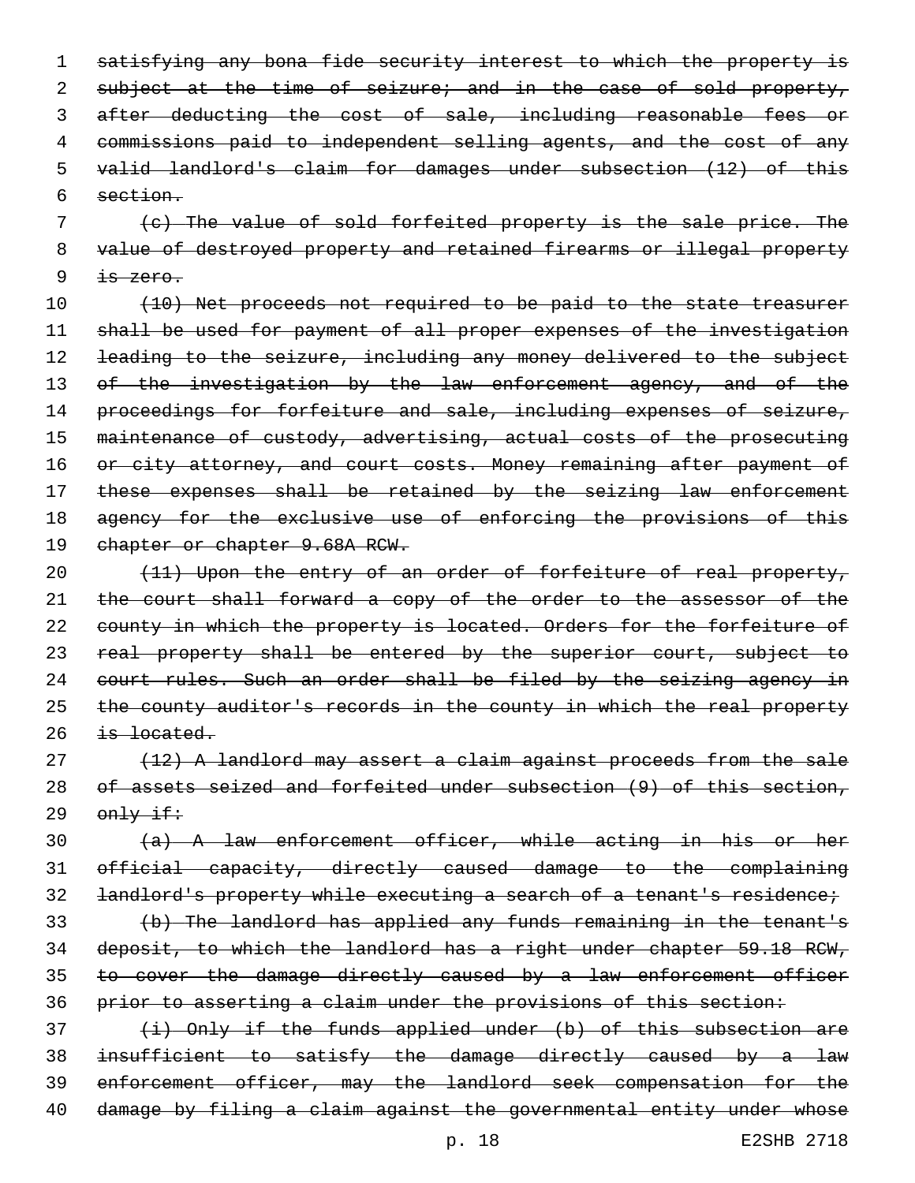~~satisfying any bona fide security interest to which the property is subject at the time of seizure; and in the case of sold property, after deducting the cost of sale, including reasonable fees or commissions paid to independent selling agents, and the cost of any valid landlord's claim for damages under subsection (12) of this section.~~

~~(c) The value of sold forfeited property is the sale price. The value of destroyed property and retained firearms or illegal property is zero.~~

~~(10) Net proceeds not required to be paid to the state treasurer shall be used for payment of all proper expenses of the investigation leading to the seizure, including any money delivered to the subject of the investigation by the law enforcement agency, and of the proceedings for forfeiture and sale, including expenses of seizure, maintenance of custody, advertising, actual costs of the prosecuting or city attorney, and court costs. Money remaining after payment of these expenses shall be retained by the seizing law enforcement agency for the exclusive use of enforcing the provisions of this chapter or chapter 9.68A RCW.~~

~~(11) Upon the entry of an order of forfeiture of real property, the court shall forward a copy of the order to the assessor of the county in which the property is located. Orders for the forfeiture of real property shall be entered by the superior court, subject to court rules. Such an order shall be filed by the seizing agency in the county auditor's records in the county in which the real property is located.~~

~~(12) A landlord may assert a claim against proceeds from the sale of assets seized and forfeited under subsection (9) of this section, only if:~~

~~(a) A law enforcement officer, while acting in his or her official capacity, directly caused damage to the complaining landlord's property while executing a search of a tenant's residence;~~

~~(b) The landlord has applied any funds remaining in the tenant's deposit, to which the landlord has a right under chapter 59.18 RCW, to cover the damage directly caused by a law enforcement officer prior to asserting a claim under the provisions of this section:~~

~~(i) Only if the funds applied under (b) of this subsection are insufficient to satisfy the damage directly caused by a law enforcement officer, may the landlord seek compensation for the damage by filing a claim against the governmental entity under whose~~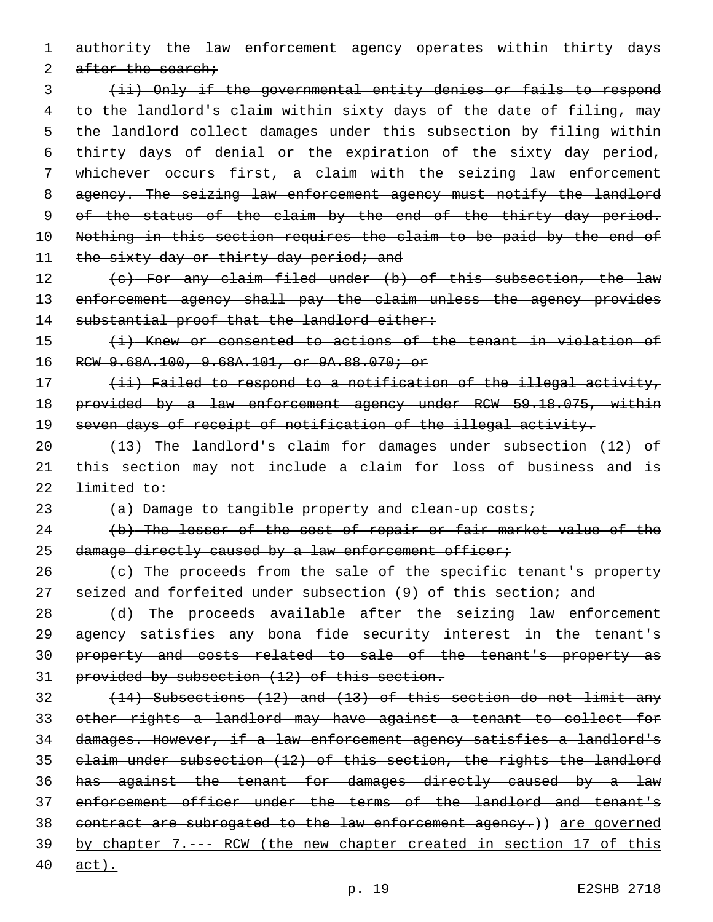~~authority the law enforcement agency operates within thirty days after the search;~~

~~(ii) Only if the governmental entity denies or fails to respond to the landlord's claim within sixty days of the date of filing, may the landlord collect damages under this subsection by filing within thirty days of denial or the expiration of the sixty day period, whichever occurs first, a claim with the seizing law enforcement agency. The seizing law enforcement agency must notify the landlord of the status of the claim by the end of the thirty day period. Nothing in this section requires the claim to be paid by the end of the sixty day or thirty day period; and~~

~~(c) For any claim filed under (b) of this subsection, the law enforcement agency shall pay the claim unless the agency provides substantial proof that the landlord either:~~

~~(i) Knew or consented to actions of the tenant in violation of RCW 9.68A.100, 9.68A.101, or 9A.88.070; or~~

~~(ii) Failed to respond to a notification of the illegal activity, provided by a law enforcement agency under RCW 59.18.075, within seven days of receipt of notification of the illegal activity.~~

~~(13) The landlord's claim for damages under subsection (12) of this section may not include a claim for loss of business and is limited to:~~

~~(a) Damage to tangible property and clean-up costs;~~

~~(b) The lesser of the cost of repair or fair market value of the damage directly caused by a law enforcement officer;~~

~~(c) The proceeds from the sale of the specific tenant's property seized and forfeited under subsection (9) of this section; and~~

~~(d) The proceeds available after the seizing law enforcement agency satisfies any bona fide security interest in the tenant's property and costs related to sale of the tenant's property as provided by subsection (12) of this section.~~

~~(14) Subsections (12) and (13) of this section do not limit any other rights a landlord may have against a tenant to collect for damages. However, if a law enforcement agency satisfies a landlord's claim under subsection (12) of this section, the rights the landlord has against the tenant for damages directly caused by a law enforcement officer under the terms of the landlord and tenant's contract are subrogated to the law enforcement agency.~~)) <u>are governed by chapter 7.--- RCW (the new chapter created in section 17 of this act).</u>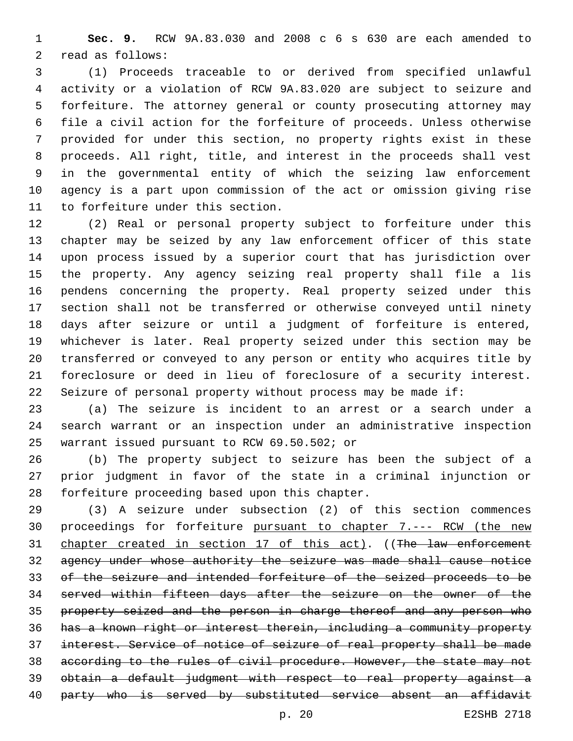**Sec. 9.** RCW 9A.83.030 and 2008 c 6 s 630 are each amended to read as follows:

(1) Proceeds traceable to or derived from specified unlawful activity or a violation of RCW 9A.83.020 are subject to seizure and forfeiture. The attorney general or county prosecuting attorney may file a civil action for the forfeiture of proceeds. Unless otherwise provided for under this section, no property rights exist in these proceeds. All right, title, and interest in the proceeds shall vest in the governmental entity of which the seizing law enforcement agency is a part upon commission of the act or omission giving rise to forfeiture under this section.

(2) Real or personal property subject to forfeiture under this chapter may be seized by any law enforcement officer of this state upon process issued by a superior court that has jurisdiction over the property. Any agency seizing real property shall file a lis pendens concerning the property. Real property seized under this section shall not be transferred or otherwise conveyed until ninety days after seizure or until a judgment of forfeiture is entered, whichever is later. Real property seized under this section may be transferred or conveyed to any person or entity who acquires title by foreclosure or deed in lieu of foreclosure of a security interest. Seizure of personal property without process may be made if:

(a) The seizure is incident to an arrest or a search under a search warrant or an inspection under an administrative inspection warrant issued pursuant to RCW 69.50.502; or

(b) The property subject to seizure has been the subject of a prior judgment in favor of the state in a criminal injunction or forfeiture proceeding based upon this chapter.

(3) A seizure under subsection (2) of this section commences proceedings for forfeiture <u>pursuant to chapter 7.--- RCW (the new chapter created in section 17 of this act)</u>. ((~~The law enforcement agency under whose authority the seizure was made shall cause notice of the seizure and intended forfeiture of the seized proceeds to be served within fifteen days after the seizure on the owner of the property seized and the person in charge thereof and any person who has a known right or interest therein, including a community property interest. Service of notice of seizure of real property shall be made according to the rules of civil procedure. However, the state may not obtain a default judgment with respect to real property against a party who is served by substituted service absent an affidavit~~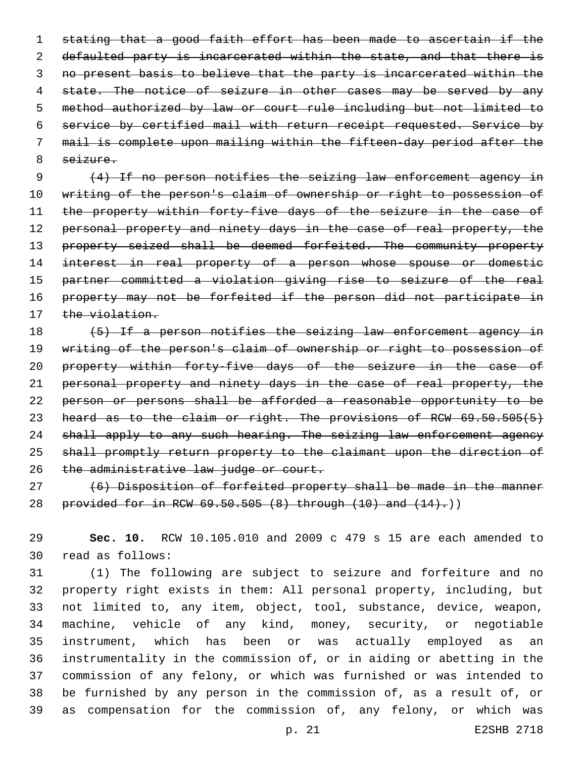~~stating that a good faith effort has been made to ascertain if the defaulted party is incarcerated within the state, and that there is no present basis to believe that the party is incarcerated within the state. The notice of seizure in other cases may be served by any method authorized by law or court rule including but not limited to service by certified mail with return receipt requested. Service by mail is complete upon mailing within the fifteen-day period after the seizure.~~

~~(4) If no person notifies the seizing law enforcement agency in writing of the person's claim of ownership or right to possession of the property within forty-five days of the seizure in the case of personal property and ninety days in the case of real property, the property seized shall be deemed forfeited. The community property interest in real property of a person whose spouse or domestic partner committed a violation giving rise to seizure of the real property may not be forfeited if the person did not participate in the violation.~~

~~(5) If a person notifies the seizing law enforcement agency in writing of the person's claim of ownership or right to possession of property within forty-five days of the seizure in the case of personal property and ninety days in the case of real property, the person or persons shall be afforded a reasonable opportunity to be heard as to the claim or right. The provisions of RCW 69.50.505(5) shall apply to any such hearing. The seizing law enforcement agency shall promptly return property to the claimant upon the direction of the administrative law judge or court.~~

~~(6) Disposition of forfeited property shall be made in the manner provided for in RCW 69.50.505 (8) through (10) and (14).~~))

**Sec. 10.** RCW 10.105.010 and 2009 c 479 s 15 are each amended to read as follows:

(1) The following are subject to seizure and forfeiture and no property right exists in them: All personal property, including, but not limited to, any item, object, tool, substance, device, weapon, machine, vehicle of any kind, money, security, or negotiable instrument, which has been or was actually employed as an instrumentality in the commission of, or in aiding or abetting in the commission of any felony, or which was furnished or was intended to be furnished by any person in the commission of, as a result of, or as compensation for the commission of, any felony, or which was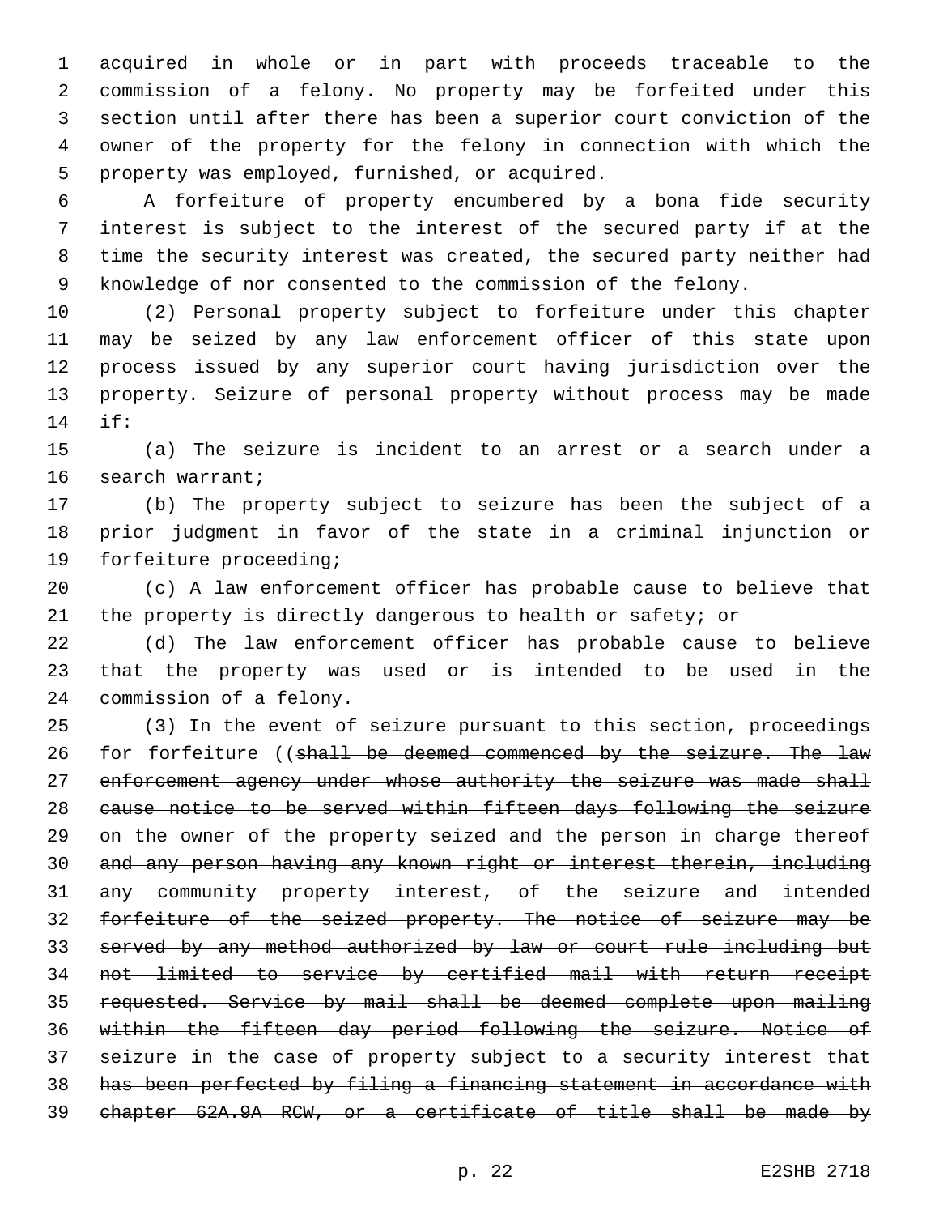acquired in whole or in part with proceeds traceable to the commission of a felony. No property may be forfeited under this section until after there has been a superior court conviction of the owner of the property for the felony in connection with which the property was employed, furnished, or acquired.

A forfeiture of property encumbered by a bona fide security interest is subject to the interest of the secured party if at the time the security interest was created, the secured party neither had knowledge of nor consented to the commission of the felony.

(2) Personal property subject to forfeiture under this chapter may be seized by any law enforcement officer of this state upon process issued by any superior court having jurisdiction over the property. Seizure of personal property without process may be made if:

(a) The seizure is incident to an arrest or a search under a search warrant;

(b) The property subject to seizure has been the subject of a prior judgment in favor of the state in a criminal injunction or forfeiture proceeding;

(c) A law enforcement officer has probable cause to believe that the property is directly dangerous to health or safety; or

(d) The law enforcement officer has probable cause to believe that the property was used or is intended to be used in the commission of a felony.

(3) In the event of seizure pursuant to this section, proceedings for forfeiture ((~~shall be deemed commenced by the seizure. The law enforcement agency under whose authority the seizure was made shall cause notice to be served within fifteen days following the seizure on the owner of the property seized and the person in charge thereof and any person having any known right or interest therein, including any community property interest, of the seizure and intended forfeiture of the seized property. The notice of seizure may be served by any method authorized by law or court rule including but not limited to service by certified mail with return receipt requested. Service by mail shall be deemed complete upon mailing within the fifteen day period following the seizure. Notice of seizure in the case of property subject to a security interest that has been perfected by filing a financing statement in accordance with chapter 62A.9A RCW, or a certificate of title shall be made by~~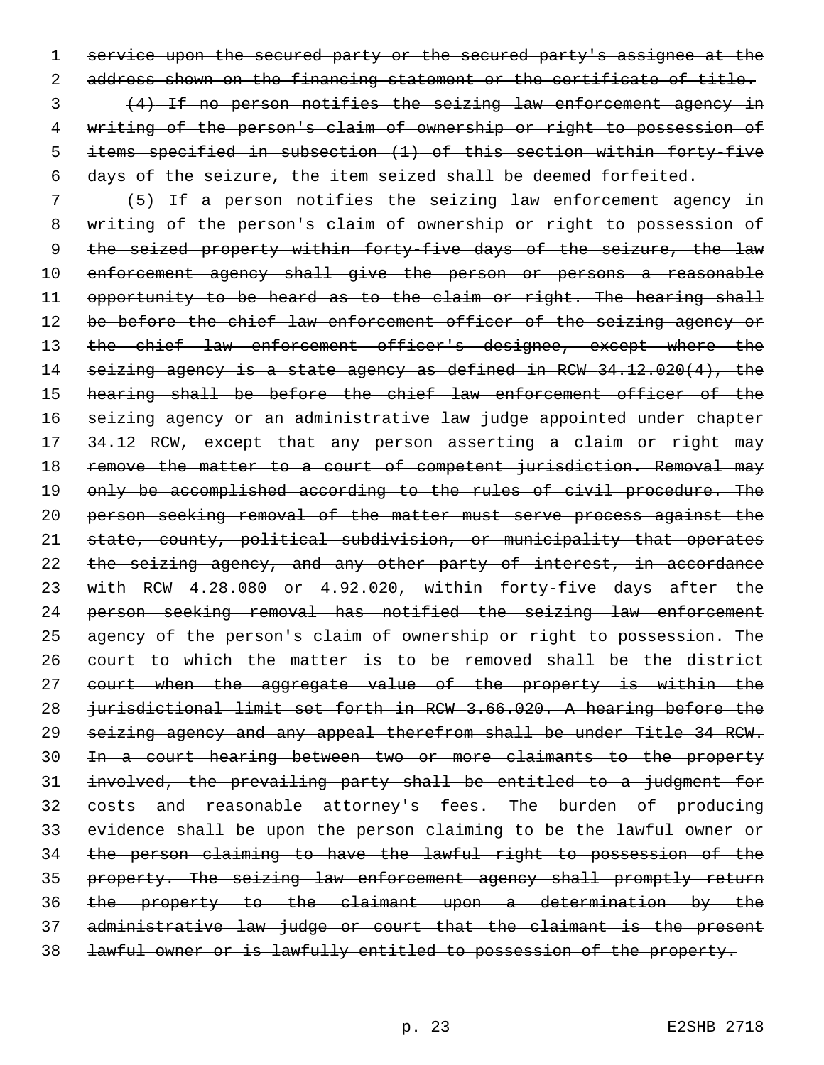~~service upon the secured party or the secured party's assignee at the address shown on the financing statement or the certificate of title.~~

~~(4) If no person notifies the seizing law enforcement agency in writing of the person's claim of ownership or right to possession of items specified in subsection (1) of this section within forty-five days of the seizure, the item seized shall be deemed forfeited.~~

~~(5) If a person notifies the seizing law enforcement agency in writing of the person's claim of ownership or right to possession of the seized property within forty-five days of the seizure, the law enforcement agency shall give the person or persons a reasonable opportunity to be heard as to the claim or right. The hearing shall be before the chief law enforcement officer of the seizing agency or the chief law enforcement officer's designee, except where the seizing agency is a state agency as defined in RCW 34.12.020(4), the hearing shall be before the chief law enforcement officer of the seizing agency or an administrative law judge appointed under chapter 34.12 RCW, except that any person asserting a claim or right may remove the matter to a court of competent jurisdiction. Removal may only be accomplished according to the rules of civil procedure. The person seeking removal of the matter must serve process against the state, county, political subdivision, or municipality that operates the seizing agency, and any other party of interest, in accordance with RCW 4.28.080 or 4.92.020, within forty-five days after the person seeking removal has notified the seizing law enforcement agency of the person's claim of ownership or right to possession. The court to which the matter is to be removed shall be the district court when the aggregate value of the property is within the jurisdictional limit set forth in RCW 3.66.020. A hearing before the seizing agency and any appeal therefrom shall be under Title 34 RCW. In a court hearing between two or more claimants to the property involved, the prevailing party shall be entitled to a judgment for costs and reasonable attorney's fees. The burden of producing evidence shall be upon the person claiming to be the lawful owner or the person claiming to have the lawful right to possession of the property. The seizing law enforcement agency shall promptly return the property to the claimant upon a determination by the administrative law judge or court that the claimant is the present lawful owner or is lawfully entitled to possession of the property.~~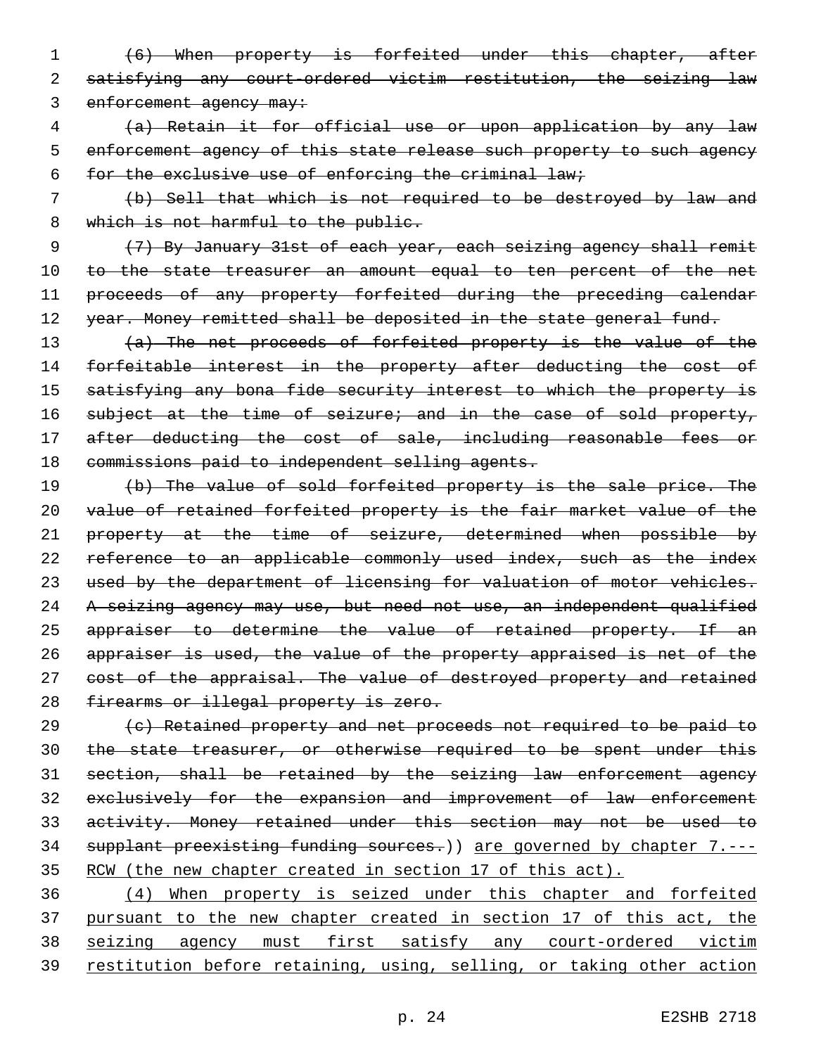~~(6) When property is forfeited under this chapter, after satisfying any court-ordered victim restitution, the seizing law enforcement agency may:~~

~~(a) Retain it for official use or upon application by any law enforcement agency of this state release such property to such agency for the exclusive use of enforcing the criminal law;~~

~~(b) Sell that which is not required to be destroyed by law and which is not harmful to the public.~~

~~(7) By January 31st of each year, each seizing agency shall remit to the state treasurer an amount equal to ten percent of the net proceeds of any property forfeited during the preceding calendar year. Money remitted shall be deposited in the state general fund.~~

~~(a) The net proceeds of forfeited property is the value of the forfeitable interest in the property after deducting the cost of satisfying any bona fide security interest to which the property is subject at the time of seizure; and in the case of sold property, after deducting the cost of sale, including reasonable fees or commissions paid to independent selling agents.~~

~~(b) The value of sold forfeited property is the sale price. The value of retained forfeited property is the fair market value of the property at the time of seizure, determined when possible by reference to an applicable commonly used index, such as the index used by the department of licensing for valuation of motor vehicles. A seizing agency may use, but need not use, an independent qualified appraiser to determine the value of retained property. If an appraiser is used, the value of the property appraised is net of the cost of the appraisal. The value of destroyed property and retained firearms or illegal property is zero.~~

~~(c) Retained property and net proceeds not required to be paid to the state treasurer, or otherwise required to be spent under this section, shall be retained by the seizing law enforcement agency exclusively for the expansion and improvement of law enforcement activity. Money retained under this section may not be used to supplant preexisting funding sources.~~)) <u>are governed by chapter 7.--- RCW (the new chapter created in section 17 of this act).</u>

<u>(4) When property is seized under this chapter and forfeited pursuant to the new chapter created in section 17 of this act, the seizing agency must first satisfy any court-ordered victim restitution before retaining, using, selling, or taking other action</u>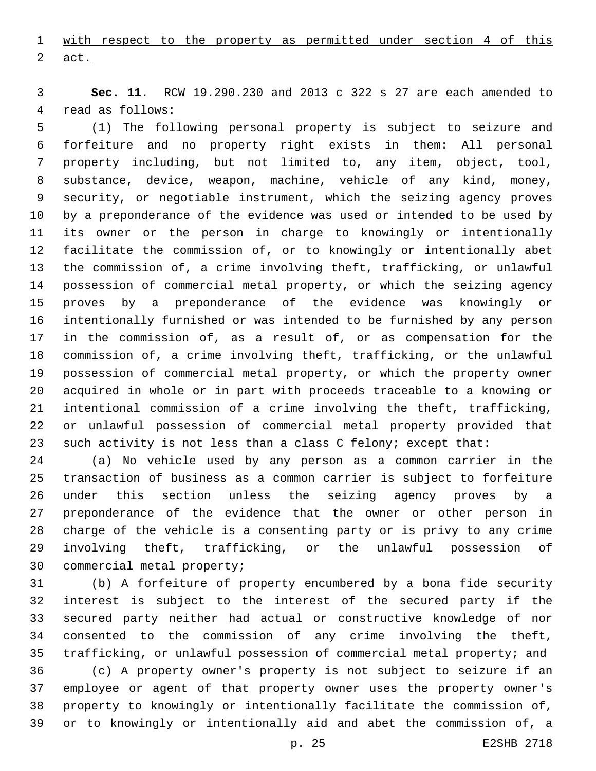with respect to the property as permitted under section 4 of this act.

**Sec. 11.** RCW 19.290.230 and 2013 c 322 s 27 are each amended to read as follows:

(1) The following personal property is subject to seizure and forfeiture and no property right exists in them: All personal property including, but not limited to, any item, object, tool, substance, device, weapon, machine, vehicle of any kind, money, security, or negotiable instrument, which the seizing agency proves by a preponderance of the evidence was used or intended to be used by its owner or the person in charge to knowingly or intentionally facilitate the commission of, or to knowingly or intentionally abet the commission of, a crime involving theft, trafficking, or unlawful possession of commercial metal property, or which the seizing agency proves by a preponderance of the evidence was knowingly or intentionally furnished or was intended to be furnished by any person in the commission of, as a result of, or as compensation for the commission of, a crime involving theft, trafficking, or the unlawful possession of commercial metal property, or which the property owner acquired in whole or in part with proceeds traceable to a knowing or intentional commission of a crime involving the theft, trafficking, or unlawful possession of commercial metal property provided that such activity is not less than a class C felony; except that:

(a) No vehicle used by any person as a common carrier in the transaction of business as a common carrier is subject to forfeiture under this section unless the seizing agency proves by a preponderance of the evidence that the owner or other person in charge of the vehicle is a consenting party or is privy to any crime involving theft, trafficking, or the unlawful possession of commercial metal property;

(b) A forfeiture of property encumbered by a bona fide security interest is subject to the interest of the secured party if the secured party neither had actual or constructive knowledge of nor consented to the commission of any crime involving the theft, trafficking, or unlawful possession of commercial metal property; and

(c) A property owner's property is not subject to seizure if an employee or agent of that property owner uses the property owner's property to knowingly or intentionally facilitate the commission of, or to knowingly or intentionally aid and abet the commission of, a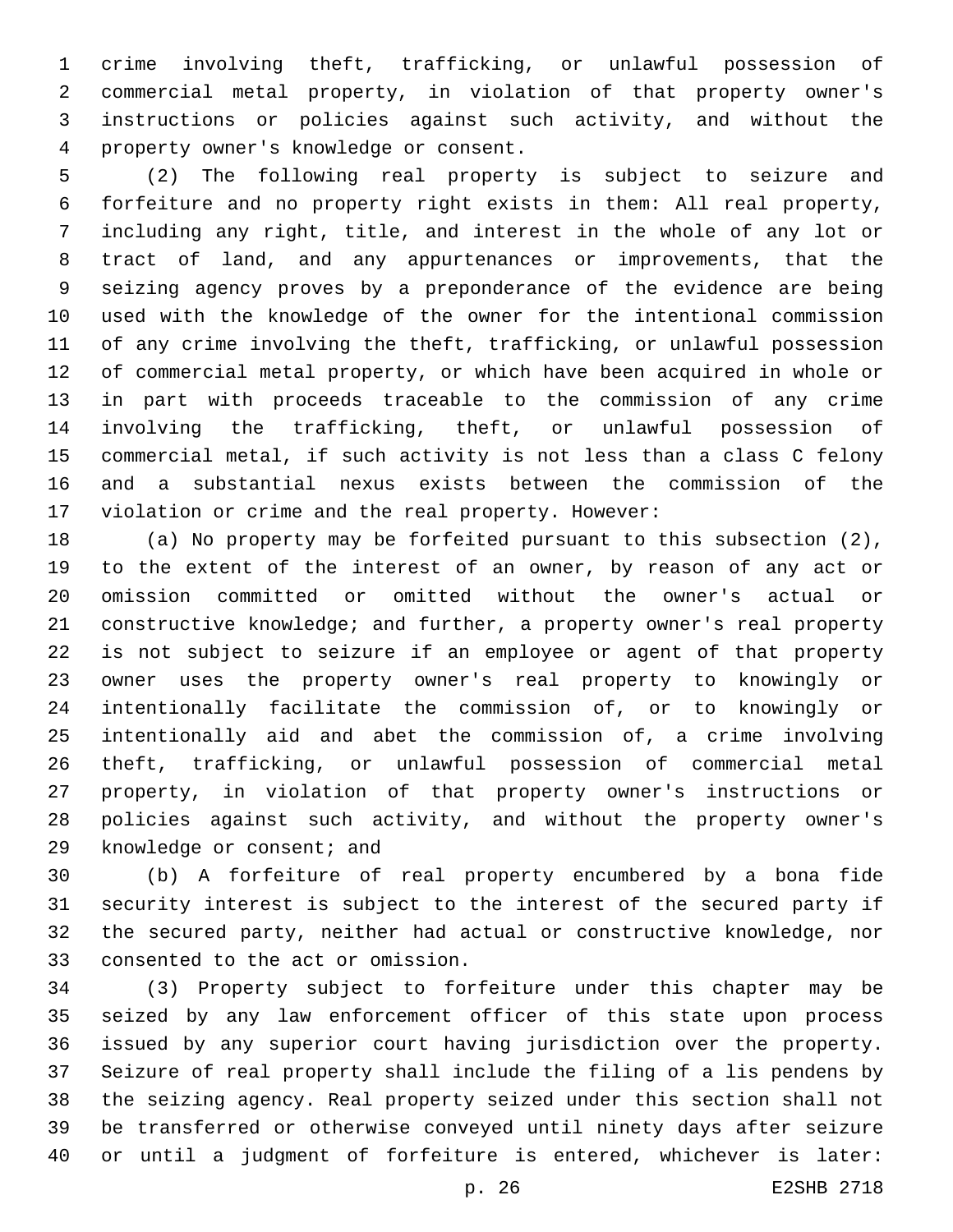crime involving theft, trafficking, or unlawful possession of commercial metal property, in violation of that property owner's instructions or policies against such activity, and without the property owner's knowledge or consent.

(2) The following real property is subject to seizure and forfeiture and no property right exists in them: All real property, including any right, title, and interest in the whole of any lot or tract of land, and any appurtenances or improvements, that the seizing agency proves by a preponderance of the evidence are being used with the knowledge of the owner for the intentional commission of any crime involving the theft, trafficking, or unlawful possession of commercial metal property, or which have been acquired in whole or in part with proceeds traceable to the commission of any crime involving the trafficking, theft, or unlawful possession of commercial metal, if such activity is not less than a class C felony and a substantial nexus exists between the commission of the violation or crime and the real property. However:

(a) No property may be forfeited pursuant to this subsection (2), to the extent of the interest of an owner, by reason of any act or omission committed or omitted without the owner's actual or constructive knowledge; and further, a property owner's real property is not subject to seizure if an employee or agent of that property owner uses the property owner's real property to knowingly or intentionally facilitate the commission of, or to knowingly or intentionally aid and abet the commission of, a crime involving theft, trafficking, or unlawful possession of commercial metal property, in violation of that property owner's instructions or policies against such activity, and without the property owner's knowledge or consent; and

(b) A forfeiture of real property encumbered by a bona fide security interest is subject to the interest of the secured party if the secured party, neither had actual or constructive knowledge, nor consented to the act or omission.

(3) Property subject to forfeiture under this chapter may be seized by any law enforcement officer of this state upon process issued by any superior court having jurisdiction over the property. Seizure of real property shall include the filing of a lis pendens by the seizing agency. Real property seized under this section shall not be transferred or otherwise conveyed until ninety days after seizure or until a judgment of forfeiture is entered, whichever is later: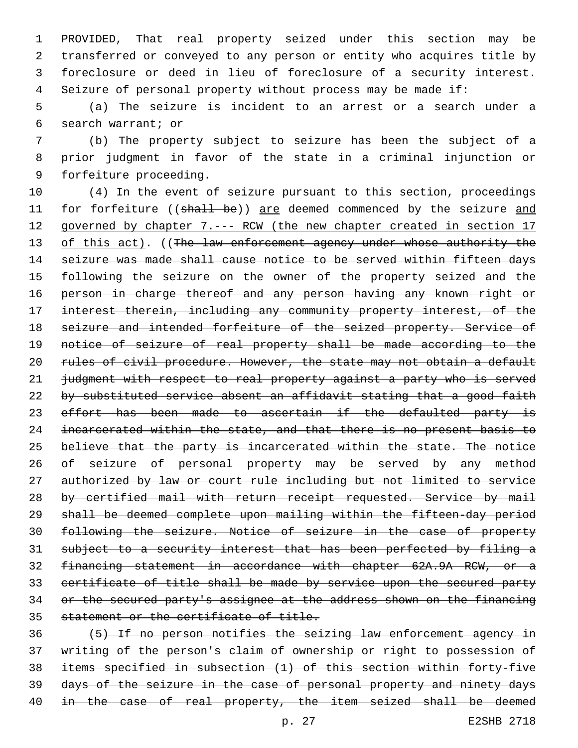PROVIDED, That real property seized under this section may be transferred or conveyed to any person or entity who acquires title by foreclosure or deed in lieu of foreclosure of a security interest. Seizure of personal property without process may be made if:

(a) The seizure is incident to an arrest or a search under a search warrant; or

(b) The property subject to seizure has been the subject of a prior judgment in favor of the state in a criminal injunction or forfeiture proceeding.

(4) In the event of seizure pursuant to this section, proceedings for forfeiture ((~~shall be~~)) <u>are</u> deemed commenced by the seizure <u>and governed by chapter 7.--- RCW (the new chapter created in section 17 of this act)</u>. ((~~The law enforcement agency under whose authority the seizure was made shall cause notice to be served within fifteen days following the seizure on the owner of the property seized and the person in charge thereof and any person having any known right or interest therein, including any community property interest, of the seizure and intended forfeiture of the seized property. Service of notice of seizure of real property shall be made according to the rules of civil procedure. However, the state may not obtain a default judgment with respect to real property against a party who is served by substituted service absent an affidavit stating that a good faith effort has been made to ascertain if the defaulted party is incarcerated within the state, and that there is no present basis to believe that the party is incarcerated within the state. The notice of seizure of personal property may be served by any method authorized by law or court rule including but not limited to service by certified mail with return receipt requested. Service by mail shall be deemed complete upon mailing within the fifteen-day period following the seizure. Notice of seizure in the case of property subject to a security interest that has been perfected by filing a financing statement in accordance with chapter 62A.9A RCW, or a certificate of title shall be made by service upon the secured party or the secured party's assignee at the address shown on the financing statement or the certificate of title.~~

~~(5) If no person notifies the seizing law enforcement agency in writing of the person's claim of ownership or right to possession of items specified in subsection (1) of this section within forty-five days of the seizure in the case of personal property and ninety days in the case of real property, the item seized shall be deemed~~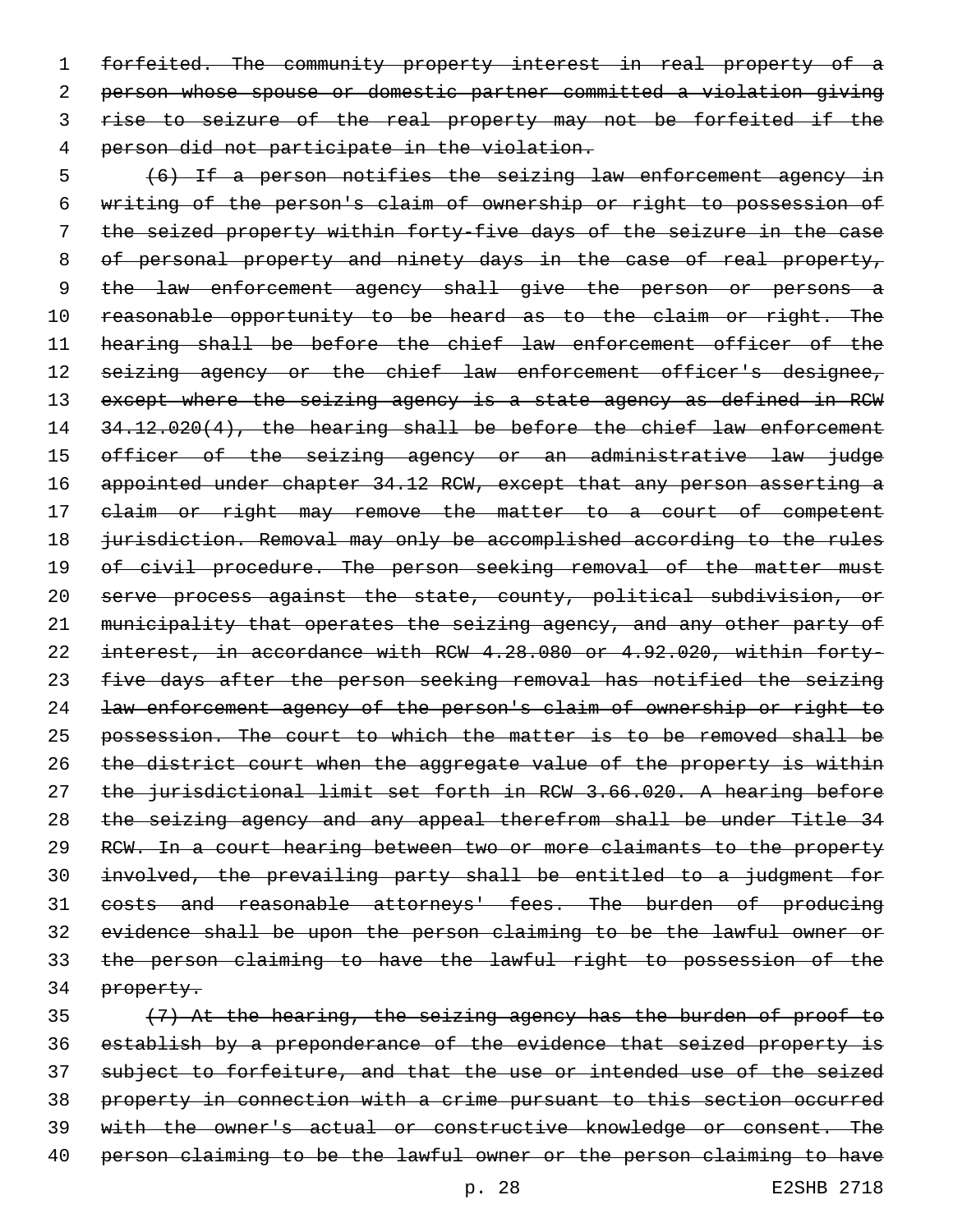forfeited. The community property interest in real property of a person whose spouse or domestic partner committed a violation giving rise to seizure of the real property may not be forfeited if the person did not participate in the violation.

(6) If a person notifies the seizing law enforcement agency in writing of the person's claim of ownership or right to possession of the seized property within forty-five days of the seizure in the case of personal property and ninety days in the case of real property, the law enforcement agency shall give the person or persons a reasonable opportunity to be heard as to the claim or right. The hearing shall be before the chief law enforcement officer of the seizing agency or the chief law enforcement officer's designee, except where the seizing agency is a state agency as defined in RCW 34.12.020(4), the hearing shall be before the chief law enforcement officer of the seizing agency or an administrative law judge appointed under chapter 34.12 RCW, except that any person asserting a claim or right may remove the matter to a court of competent jurisdiction. Removal may only be accomplished according to the rules of civil procedure. The person seeking removal of the matter must serve process against the state, county, political subdivision, or municipality that operates the seizing agency, and any other party of interest, in accordance with RCW 4.28.080 or 4.92.020, within forty-five days after the person seeking removal has notified the seizing law enforcement agency of the person's claim of ownership or right to possession. The court to which the matter is to be removed shall be the district court when the aggregate value of the property is within the jurisdictional limit set forth in RCW 3.66.020. A hearing before the seizing agency and any appeal therefrom shall be under Title 34 RCW. In a court hearing between two or more claimants to the property involved, the prevailing party shall be entitled to a judgment for costs and reasonable attorneys' fees. The burden of producing evidence shall be upon the person claiming to be the lawful owner or the person claiming to have the lawful right to possession of the property.

(7) At the hearing, the seizing agency has the burden of proof to establish by a preponderance of the evidence that seized property is subject to forfeiture, and that the use or intended use of the seized property in connection with a crime pursuant to this section occurred with the owner's actual or constructive knowledge or consent. The person claiming to be the lawful owner or the person claiming to have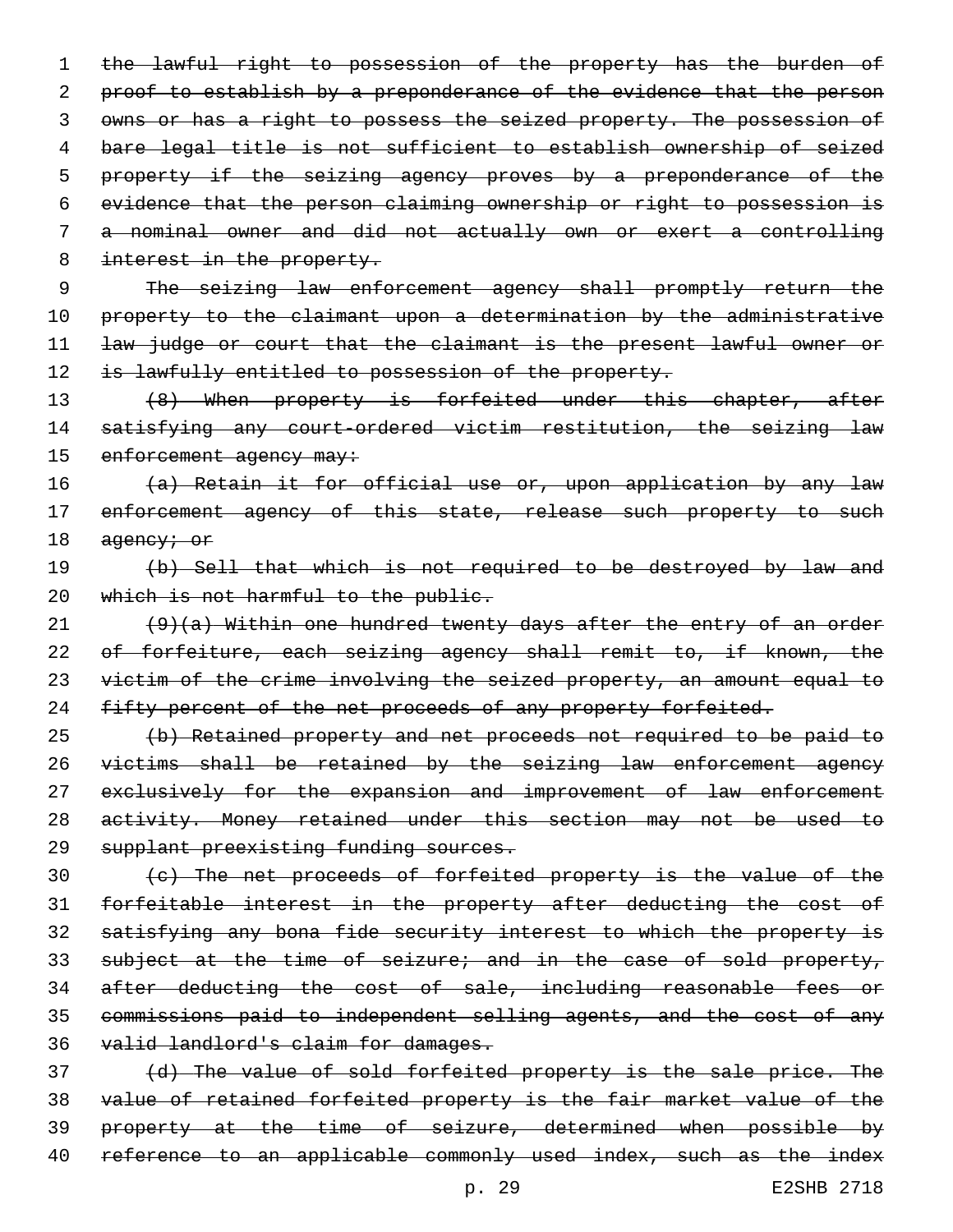the lawful right to possession of the property has the burden of proof to establish by a preponderance of the evidence that the person owns or has a right to possess the seized property. The possession of bare legal title is not sufficient to establish ownership of seized property if the seizing agency proves by a preponderance of the evidence that the person claiming ownership or right to possession is a nominal owner and did not actually own or exert a controlling interest in the property.

The seizing law enforcement agency shall promptly return the property to the claimant upon a determination by the administrative law judge or court that the claimant is the present lawful owner or is lawfully entitled to possession of the property.

(8) When property is forfeited under this chapter, after satisfying any court-ordered victim restitution, the seizing law enforcement agency may:

(a) Retain it for official use or, upon application by any law enforcement agency of this state, release such property to such agency; or

(b) Sell that which is not required to be destroyed by law and which is not harmful to the public.

(9)(a) Within one hundred twenty days after the entry of an order of forfeiture, each seizing agency shall remit to, if known, the victim of the crime involving the seized property, an amount equal to fifty percent of the net proceeds of any property forfeited.

(b) Retained property and net proceeds not required to be paid to victims shall be retained by the seizing law enforcement agency exclusively for the expansion and improvement of law enforcement activity. Money retained under this section may not be used to supplant preexisting funding sources.

(c) The net proceeds of forfeited property is the value of the forfeitable interest in the property after deducting the cost of satisfying any bona fide security interest to which the property is subject at the time of seizure; and in the case of sold property, after deducting the cost of sale, including reasonable fees or commissions paid to independent selling agents, and the cost of any valid landlord's claim for damages.

(d) The value of sold forfeited property is the sale price. The value of retained forfeited property is the fair market value of the property at the time of seizure, determined when possible by reference to an applicable commonly used index, such as the index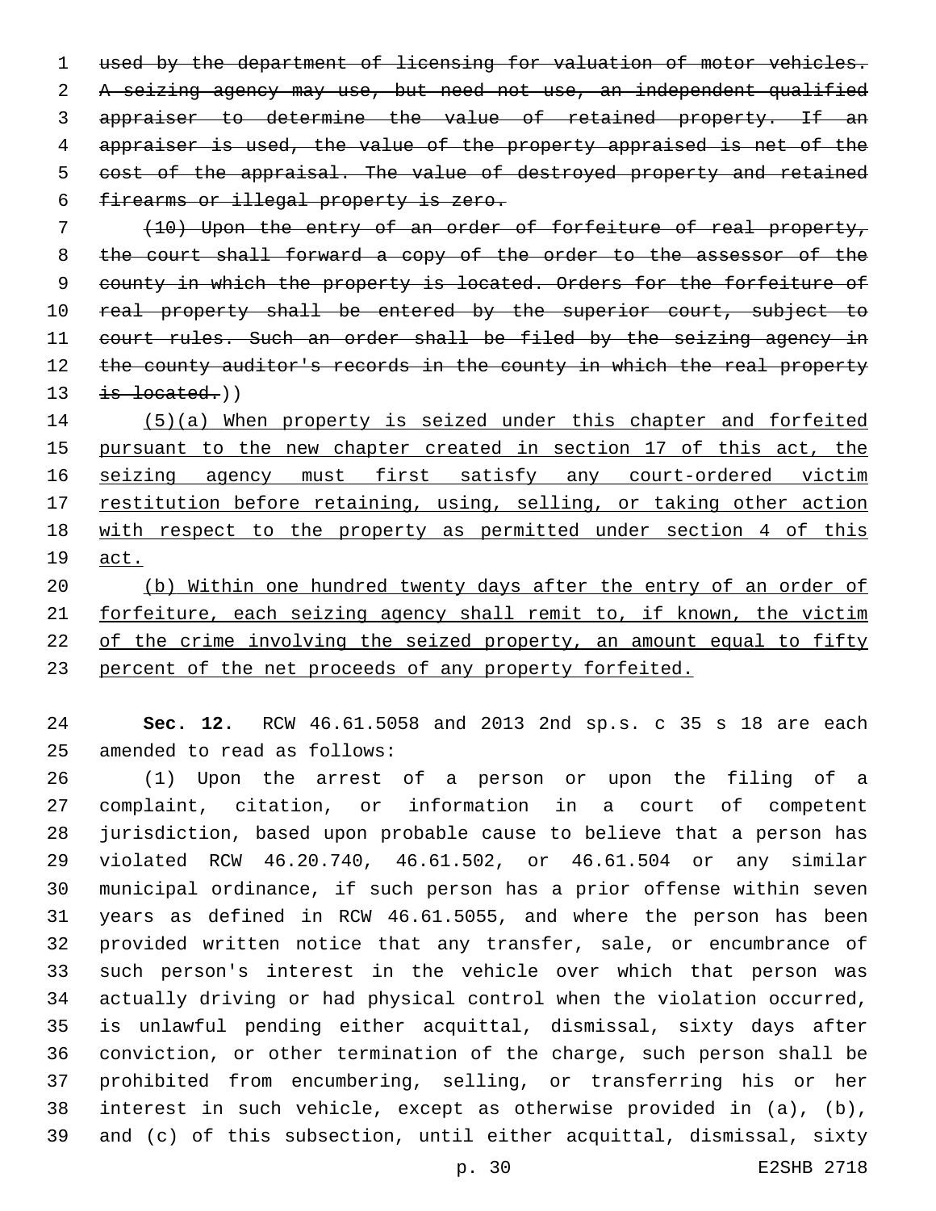~~used by the department of licensing for valuation of motor vehicles. A seizing agency may use, but need not use, an independent qualified appraiser to determine the value of retained property. If an appraiser is used, the value of the property appraised is net of the cost of the appraisal. The value of destroyed property and retained firearms or illegal property is zero.~~

~~(10) Upon the entry of an order of forfeiture of real property, the court shall forward a copy of the order to the assessor of the county in which the property is located. Orders for the forfeiture of real property shall be entered by the superior court, subject to court rules. Such an order shall be filed by the seizing agency in the county auditor's records in the county in which the real property is located.~~))

<u>(5)(a) When property is seized under this chapter and forfeited pursuant to the new chapter created in section 17 of this act, the seizing agency must first satisfy any court-ordered victim restitution before retaining, using, selling, or taking other action with respect to the property as permitted under section 4 of this act.</u>

<u>(b) Within one hundred twenty days after the entry of an order of forfeiture, each seizing agency shall remit to, if known, the victim of the crime involving the seized property, an amount equal to fifty percent of the net proceeds of any property forfeited.</u>

**Sec. 12.** RCW 46.61.5058 and 2013 2nd sp.s. c 35 s 18 are each amended to read as follows:

(1) Upon the arrest of a person or upon the filing of a complaint, citation, or information in a court of competent jurisdiction, based upon probable cause to believe that a person has violated RCW 46.20.740, 46.61.502, or 46.61.504 or any similar municipal ordinance, if such person has a prior offense within seven years as defined in RCW 46.61.5055, and where the person has been provided written notice that any transfer, sale, or encumbrance of such person's interest in the vehicle over which that person was actually driving or had physical control when the violation occurred, is unlawful pending either acquittal, dismissal, sixty days after conviction, or other termination of the charge, such person shall be prohibited from encumbering, selling, or transferring his or her interest in such vehicle, except as otherwise provided in (a), (b), and (c) of this subsection, until either acquittal, dismissal, sixty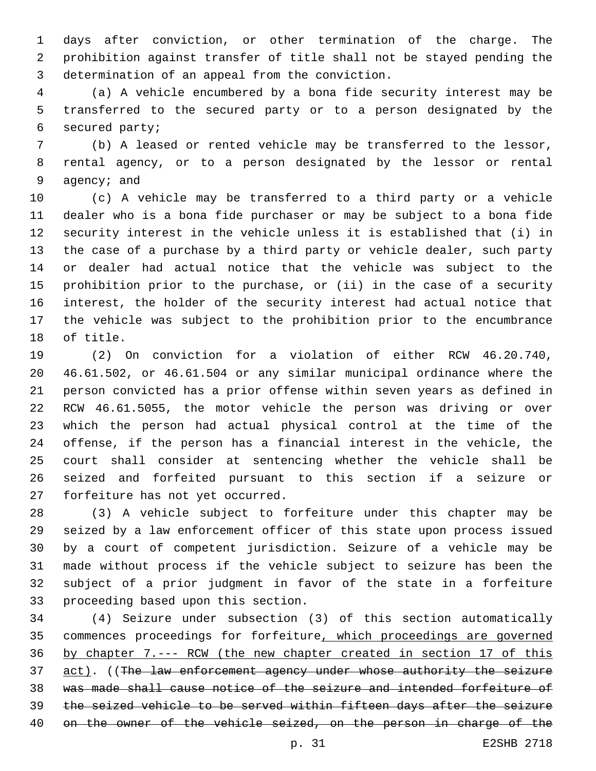days after conviction, or other termination of the charge. The prohibition against transfer of title shall not be stayed pending the determination of an appeal from the conviction.

(a) A vehicle encumbered by a bona fide security interest may be transferred to the secured party or to a person designated by the secured party;

(b) A leased or rented vehicle may be transferred to the lessor, rental agency, or to a person designated by the lessor or rental agency; and

(c) A vehicle may be transferred to a third party or a vehicle dealer who is a bona fide purchaser or may be subject to a bona fide security interest in the vehicle unless it is established that (i) in the case of a purchase by a third party or vehicle dealer, such party or dealer had actual notice that the vehicle was subject to the prohibition prior to the purchase, or (ii) in the case of a security interest, the holder of the security interest had actual notice that the vehicle was subject to the prohibition prior to the encumbrance of title.

(2) On conviction for a violation of either RCW 46.20.740, 46.61.502, or 46.61.504 or any similar municipal ordinance where the person convicted has a prior offense within seven years as defined in RCW 46.61.5055, the motor vehicle the person was driving or over which the person had actual physical control at the time of the offense, if the person has a financial interest in the vehicle, the court shall consider at sentencing whether the vehicle shall be seized and forfeited pursuant to this section if a seizure or forfeiture has not yet occurred.

(3) A vehicle subject to forfeiture under this chapter may be seized by a law enforcement officer of this state upon process issued by a court of competent jurisdiction. Seizure of a vehicle may be made without process if the vehicle subject to seizure has been the subject of a prior judgment in favor of the state in a forfeiture proceeding based upon this section.

(4) Seizure under subsection (3) of this section automatically commences proceedings for forfeiture<u>, which proceedings are governed by chapter 7.--- RCW (the new chapter created in section 17 of this act)</u>. ((~~The law enforcement agency under whose authority the seizure was made shall cause notice of the seizure and intended forfeiture of the seized vehicle to be served within fifteen days after the seizure on the owner of the vehicle seized, on the person in charge of the~~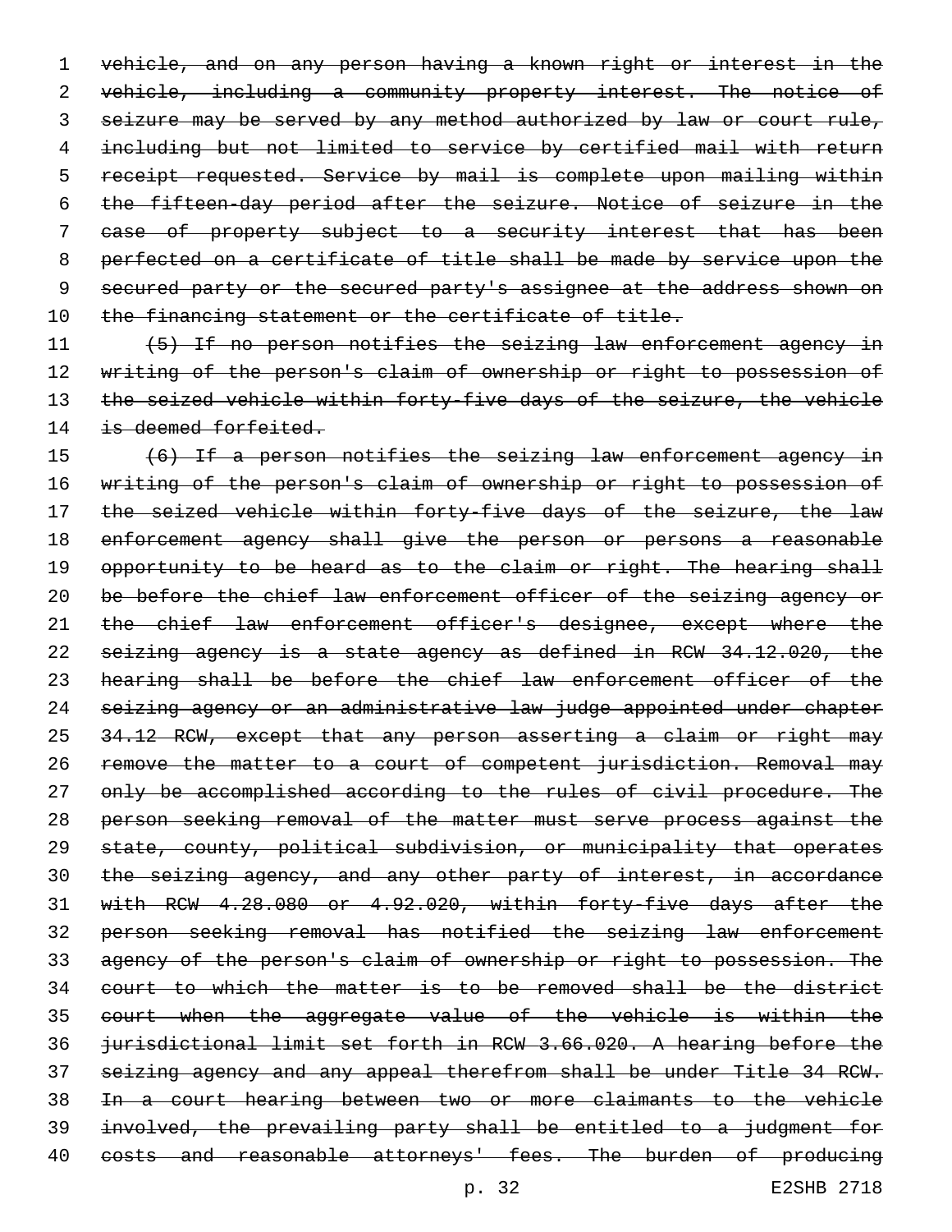~~vehicle, and on any person having a known right or interest in the vehicle, including a community property interest. The notice of seizure may be served by any method authorized by law or court rule, including but not limited to service by certified mail with return receipt requested. Service by mail is complete upon mailing within the fifteen-day period after the seizure. Notice of seizure in the case of property subject to a security interest that has been perfected on a certificate of title shall be made by service upon the secured party or the secured party's assignee at the address shown on the financing statement or the certificate of title.~~

~~(5) If no person notifies the seizing law enforcement agency in writing of the person's claim of ownership or right to possession of the seized vehicle within forty-five days of the seizure, the vehicle is deemed forfeited.~~

~~(6) If a person notifies the seizing law enforcement agency in writing of the person's claim of ownership or right to possession of the seized vehicle within forty-five days of the seizure, the law enforcement agency shall give the person or persons a reasonable opportunity to be heard as to the claim or right. The hearing shall be before the chief law enforcement officer of the seizing agency or the chief law enforcement officer's designee, except where the seizing agency is a state agency as defined in RCW 34.12.020, the hearing shall be before the chief law enforcement officer of the seizing agency or an administrative law judge appointed under chapter 34.12 RCW, except that any person asserting a claim or right may remove the matter to a court of competent jurisdiction. Removal may only be accomplished according to the rules of civil procedure. The person seeking removal of the matter must serve process against the state, county, political subdivision, or municipality that operates the seizing agency, and any other party of interest, in accordance with RCW 4.28.080 or 4.92.020, within forty-five days after the person seeking removal has notified the seizing law enforcement agency of the person's claim of ownership or right to possession. The court to which the matter is to be removed shall be the district court when the aggregate value of the vehicle is within the jurisdictional limit set forth in RCW 3.66.020. A hearing before the seizing agency and any appeal therefrom shall be under Title 34 RCW. In a court hearing between two or more claimants to the vehicle involved, the prevailing party shall be entitled to a judgment for costs and reasonable attorneys' fees. The burden of producing~~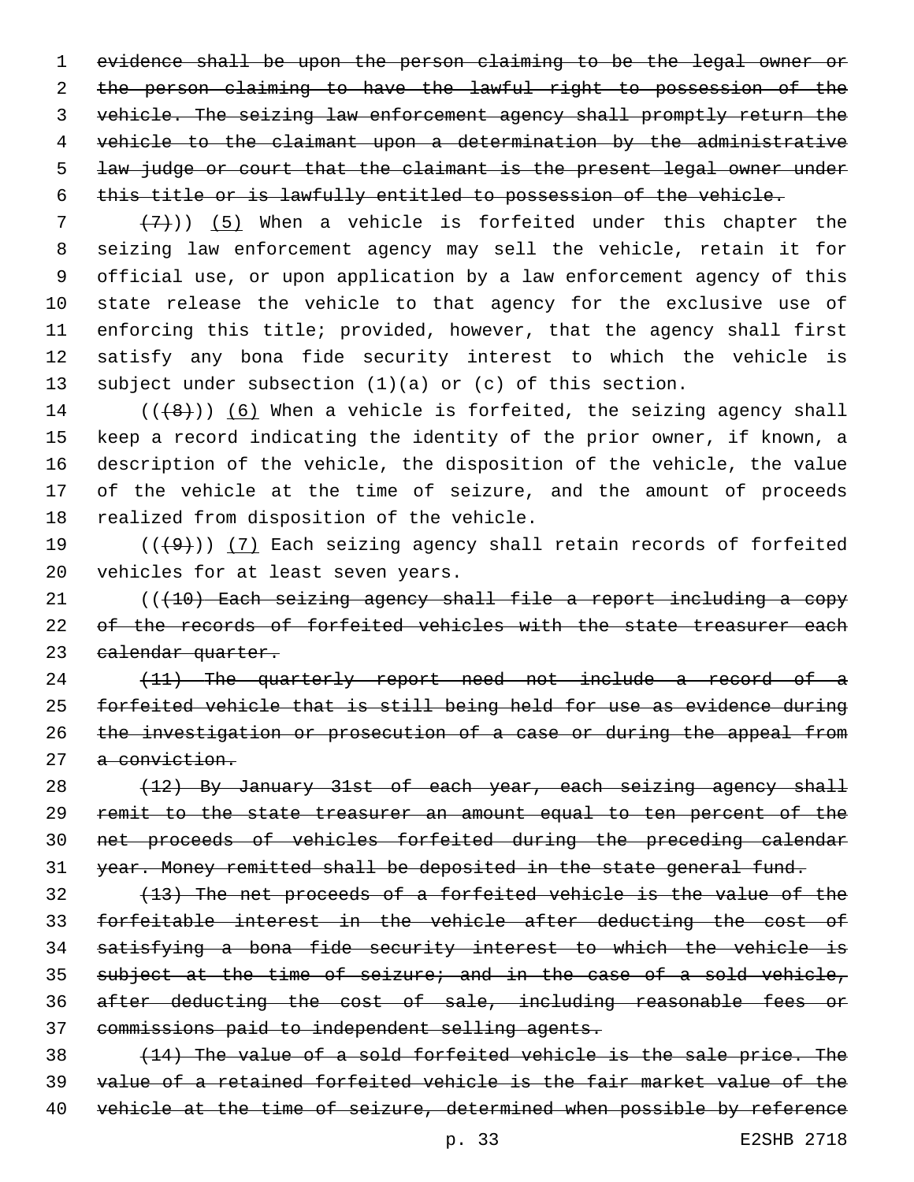~~evidence shall be upon the person claiming to be the legal owner or the person claiming to have the lawful right to possession of the vehicle. The seizing law enforcement agency shall promptly return the vehicle to the claimant upon a determination by the administrative law judge or court that the claimant is the present legal owner under this title or is lawfully entitled to possession of the vehicle.~~

~~(7)~~)) (5) When a vehicle is forfeited under this chapter the seizing law enforcement agency may sell the vehicle, retain it for official use, or upon application by a law enforcement agency of this state release the vehicle to that agency for the exclusive use of enforcing this title; provided, however, that the agency shall first satisfy any bona fide security interest to which the vehicle is subject under subsection (1)(a) or (c) of this section.

((~~(8)~~)) (6) When a vehicle is forfeited, the seizing agency shall keep a record indicating the identity of the prior owner, if known, a description of the vehicle, the disposition of the vehicle, the value of the vehicle at the time of seizure, and the amount of proceeds realized from disposition of the vehicle.

((~~(9)~~)) (7) Each seizing agency shall retain records of forfeited vehicles for at least seven years.

((~~(10) Each seizing agency shall file a report including a copy of the records of forfeited vehicles with the state treasurer each calendar quarter.~~

~~(11) The quarterly report need not include a record of a forfeited vehicle that is still being held for use as evidence during the investigation or prosecution of a case or during the appeal from a conviction.~~

~~(12) By January 31st of each year, each seizing agency shall remit to the state treasurer an amount equal to ten percent of the net proceeds of vehicles forfeited during the preceding calendar year. Money remitted shall be deposited in the state general fund.~~

~~(13) The net proceeds of a forfeited vehicle is the value of the forfeitable interest in the vehicle after deducting the cost of satisfying a bona fide security interest to which the vehicle is subject at the time of seizure; and in the case of a sold vehicle, after deducting the cost of sale, including reasonable fees or commissions paid to independent selling agents.~~

~~(14) The value of a sold forfeited vehicle is the sale price. The value of a retained forfeited vehicle is the fair market value of the vehicle at the time of seizure, determined when possible by reference~~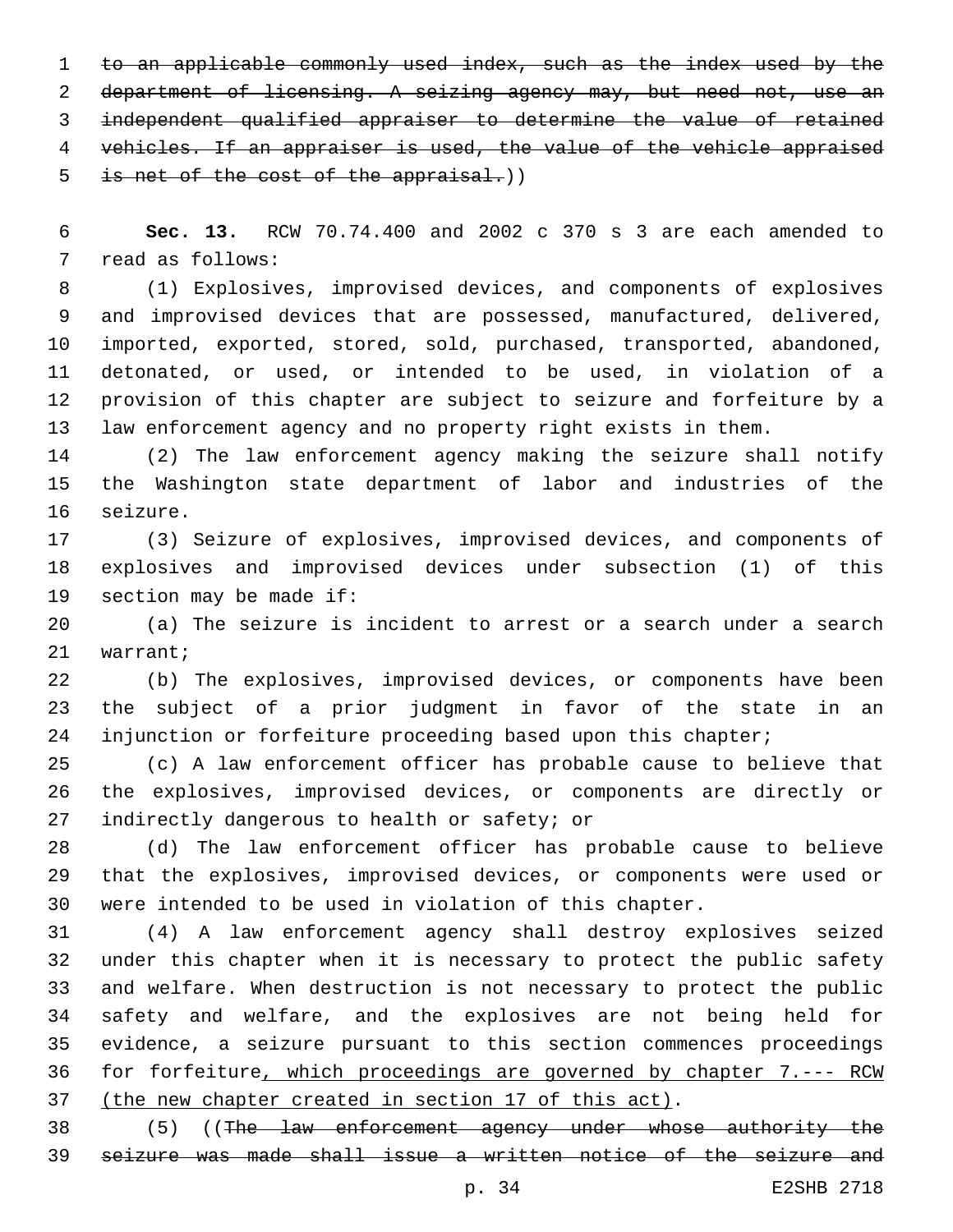~~to an applicable commonly used index, such as the index used by the department of licensing. A seizing agency may, but need not, use an independent qualified appraiser to determine the value of retained vehicles. If an appraiser is used, the value of the vehicle appraised is net of the cost of the appraisal.~~))

**Sec. 13.** RCW 70.74.400 and 2002 c 370 s 3 are each amended to read as follows:

(1) Explosives, improvised devices, and components of explosives and improvised devices that are possessed, manufactured, delivered, imported, exported, stored, sold, purchased, transported, abandoned, detonated, or used, or intended to be used, in violation of a provision of this chapter are subject to seizure and forfeiture by a law enforcement agency and no property right exists in them.

(2) The law enforcement agency making the seizure shall notify the Washington state department of labor and industries of the seizure.

(3) Seizure of explosives, improvised devices, and components of explosives and improvised devices under subsection (1) of this section may be made if:

(a) The seizure is incident to arrest or a search under a search warrant;

(b) The explosives, improvised devices, or components have been the subject of a prior judgment in favor of the state in an injunction or forfeiture proceeding based upon this chapter;

(c) A law enforcement officer has probable cause to believe that the explosives, improvised devices, or components are directly or indirectly dangerous to health or safety; or

(d) The law enforcement officer has probable cause to believe that the explosives, improvised devices, or components were used or were intended to be used in violation of this chapter.

(4) A law enforcement agency shall destroy explosives seized under this chapter when it is necessary to protect the public safety and welfare. When destruction is not necessary to protect the public safety and welfare, and the explosives are not being held for evidence, a seizure pursuant to this section commences proceedings for forfeiture<u>, which proceedings are governed by chapter 7.--- RCW (the new chapter created in section 17 of this act)</u>.

(5) ((~~The law enforcement agency under whose authority the seizure was made shall issue a written notice of the seizure and~~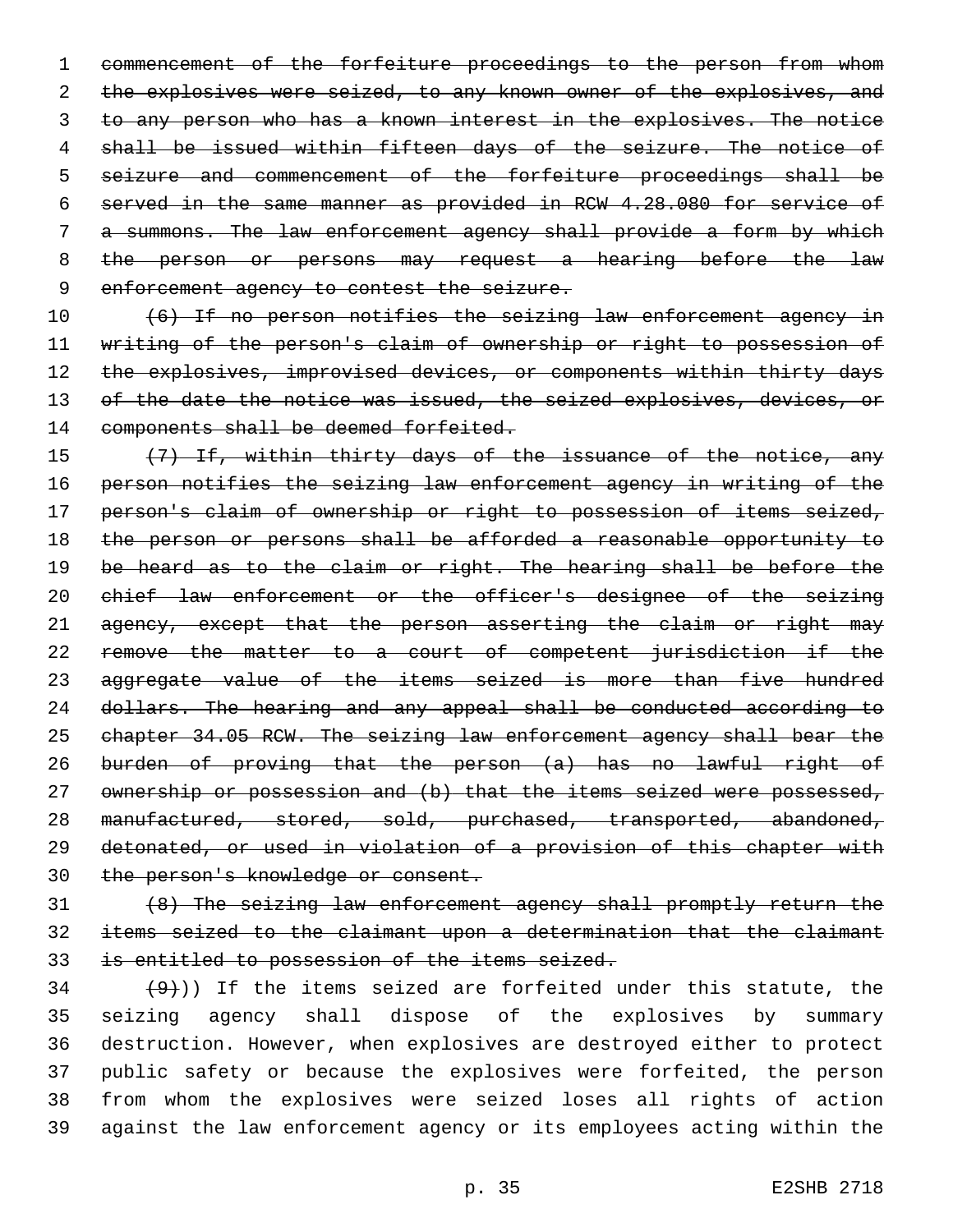~~commencement of the forfeiture proceedings to the person from whom the explosives were seized, to any known owner of the explosives, and to any person who has a known interest in the explosives. The notice shall be issued within fifteen days of the seizure. The notice of seizure and commencement of the forfeiture proceedings shall be served in the same manner as provided in RCW 4.28.080 for service of a summons. The law enforcement agency shall provide a form by which the person or persons may request a hearing before the law enforcement agency to contest the seizure.~~

~~(6) If no person notifies the seizing law enforcement agency in writing of the person's claim of ownership or right to possession of the explosives, improvised devices, or components within thirty days of the date the notice was issued, the seized explosives, devices, or components shall be deemed forfeited.~~

~~(7) If, within thirty days of the issuance of the notice, any person notifies the seizing law enforcement agency in writing of the person's claim of ownership or right to possession of items seized, the person or persons shall be afforded a reasonable opportunity to be heard as to the claim or right. The hearing shall be before the chief law enforcement or the officer's designee of the seizing agency, except that the person asserting the claim or right may remove the matter to a court of competent jurisdiction if the aggregate value of the items seized is more than five hundred dollars. The hearing and any appeal shall be conducted according to chapter 34.05 RCW. The seizing law enforcement agency shall bear the burden of proving that the person (a) has no lawful right of ownership or possession and (b) that the items seized were possessed, manufactured, stored, sold, purchased, transported, abandoned, detonated, or used in violation of a provision of this chapter with the person's knowledge or consent.~~

~~(8) The seizing law enforcement agency shall promptly return the items seized to the claimant upon a determination that the claimant is entitled to possession of the items seized.~~

~~(9)~~)) If the items seized are forfeited under this statute, the seizing agency shall dispose of the explosives by summary destruction. However, when explosives are destroyed either to protect public safety or because the explosives were forfeited, the person from whom the explosives were seized loses all rights of action against the law enforcement agency or its employees acting within the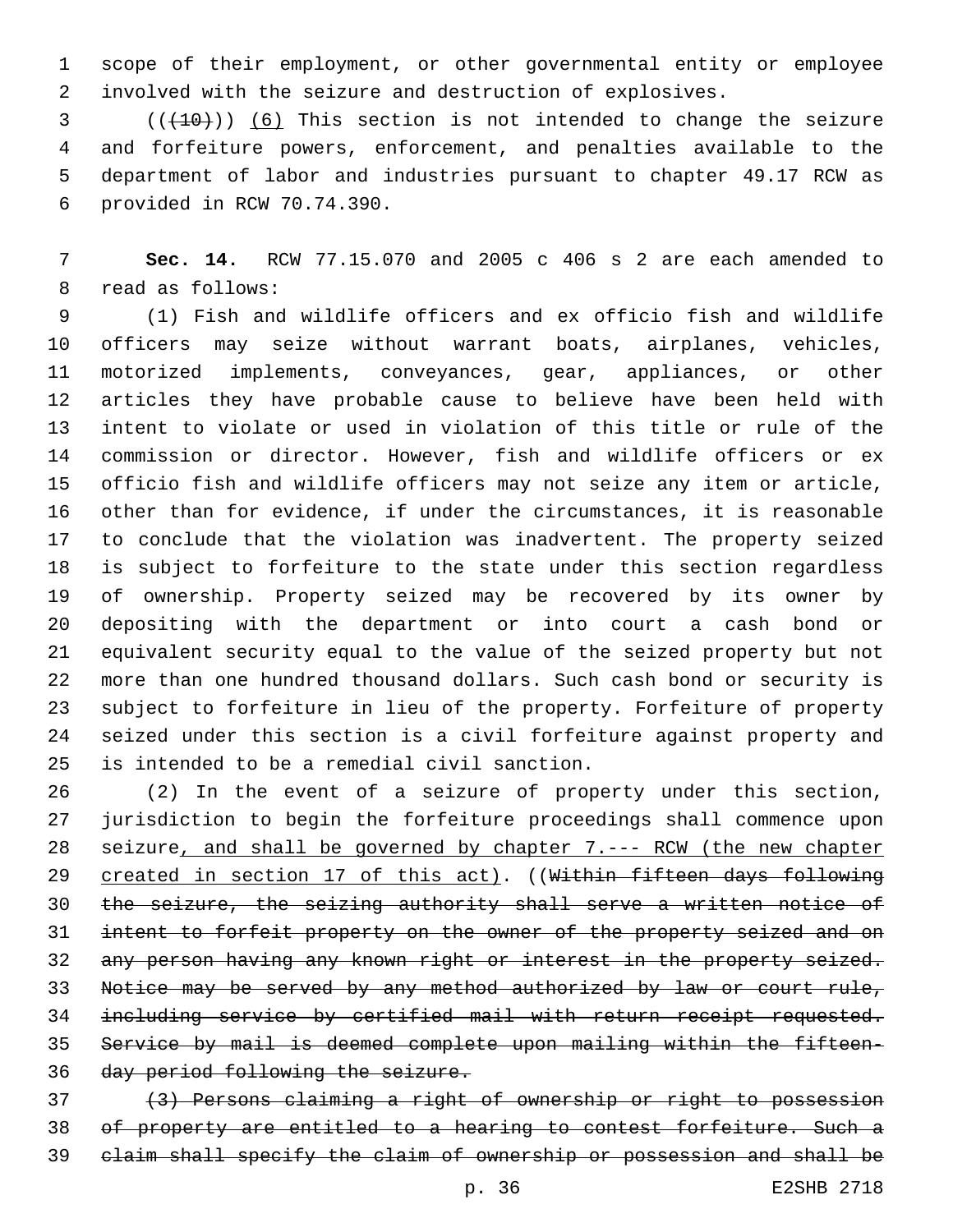scope of their employment, or other governmental entity or employee involved with the seizure and destruction of explosives.

~~((~~(10)~~))~~ <u>(6)</u> This section is not intended to change the seizure and forfeiture powers, enforcement, and penalties available to the department of labor and industries pursuant to chapter 49.17 RCW as provided in RCW 70.74.390.

**Sec. 14.** RCW 77.15.070 and 2005 c 406 s 2 are each amended to read as follows:

(1) Fish and wildlife officers and ex officio fish and wildlife officers may seize without warrant boats, airplanes, vehicles, motorized implements, conveyances, gear, appliances, or other articles they have probable cause to believe have been held with intent to violate or used in violation of this title or rule of the commission or director. However, fish and wildlife officers or ex officio fish and wildlife officers may not seize any item or article, other than for evidence, if under the circumstances, it is reasonable to conclude that the violation was inadvertent. The property seized is subject to forfeiture to the state under this section regardless of ownership. Property seized may be recovered by its owner by depositing with the department or into court a cash bond or equivalent security equal to the value of the seized property but not more than one hundred thousand dollars. Such cash bond or security is subject to forfeiture in lieu of the property. Forfeiture of property seized under this section is a civil forfeiture against property and is intended to be a remedial civil sanction.

(2) In the event of a seizure of property under this section, jurisdiction to begin the forfeiture proceedings shall commence upon seizure<u>, and shall be governed by chapter 7.--- RCW (the new chapter created in section 17 of this act)</u>. ((~~Within fifteen days following the seizure, the seizing authority shall serve a written notice of intent to forfeit property on the owner of the property seized and on any person having any known right or interest in the property seized. Notice may be served by any method authorized by law or court rule, including service by certified mail with return receipt requested. Service by mail is deemed complete upon mailing within the fifteen-day period following the seizure.~~

~~(3) Persons claiming a right of ownership or right to possession of property are entitled to a hearing to contest forfeiture. Such a claim shall specify the claim of ownership or possession and shall be~~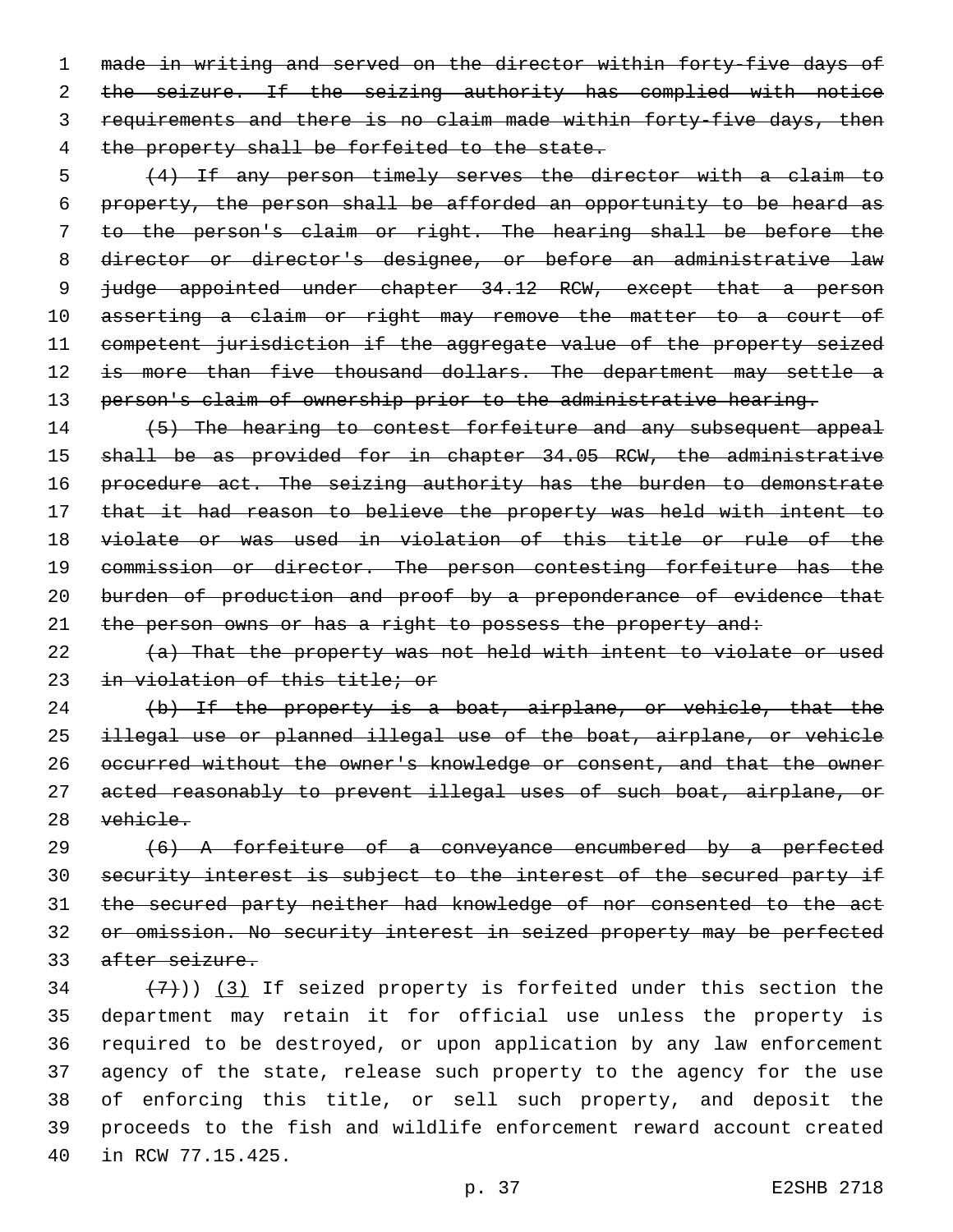~~made in writing and served on the director within forty-five days of the seizure. If the seizing authority has complied with notice requirements and there is no claim made within forty-five days, then the property shall be forfeited to the state.~~

~~(4) If any person timely serves the director with a claim to property, the person shall be afforded an opportunity to be heard as to the person's claim or right. The hearing shall be before the director or director's designee, or before an administrative law judge appointed under chapter 34.12 RCW, except that a person asserting a claim or right may remove the matter to a court of competent jurisdiction if the aggregate value of the property seized is more than five thousand dollars. The department may settle a person's claim of ownership prior to the administrative hearing.~~

~~(5) The hearing to contest forfeiture and any subsequent appeal shall be as provided for in chapter 34.05 RCW, the administrative procedure act. The seizing authority has the burden to demonstrate that it had reason to believe the property was held with intent to violate or was used in violation of this title or rule of the commission or director. The person contesting forfeiture has the burden of production and proof by a preponderance of evidence that the person owns or has a right to possess the property and:~~

~~(a) That the property was not held with intent to violate or used in violation of this title; or~~

~~(b) If the property is a boat, airplane, or vehicle, that the illegal use or planned illegal use of the boat, airplane, or vehicle occurred without the owner's knowledge or consent, and that the owner acted reasonably to prevent illegal uses of such boat, airplane, or vehicle.~~

~~(6) A forfeiture of a conveyance encumbered by a perfected security interest is subject to the interest of the secured party if the secured party neither had knowledge of nor consented to the act or omission. No security interest in seized property may be perfected after seizure.~~

~~(7)~~)) <u>(3)</u> If seized property is forfeited under this section the department may retain it for official use unless the property is required to be destroyed, or upon application by any law enforcement agency of the state, release such property to the agency for the use of enforcing this title, or sell such property, and deposit the proceeds to the fish and wildlife enforcement reward account created in RCW 77.15.425.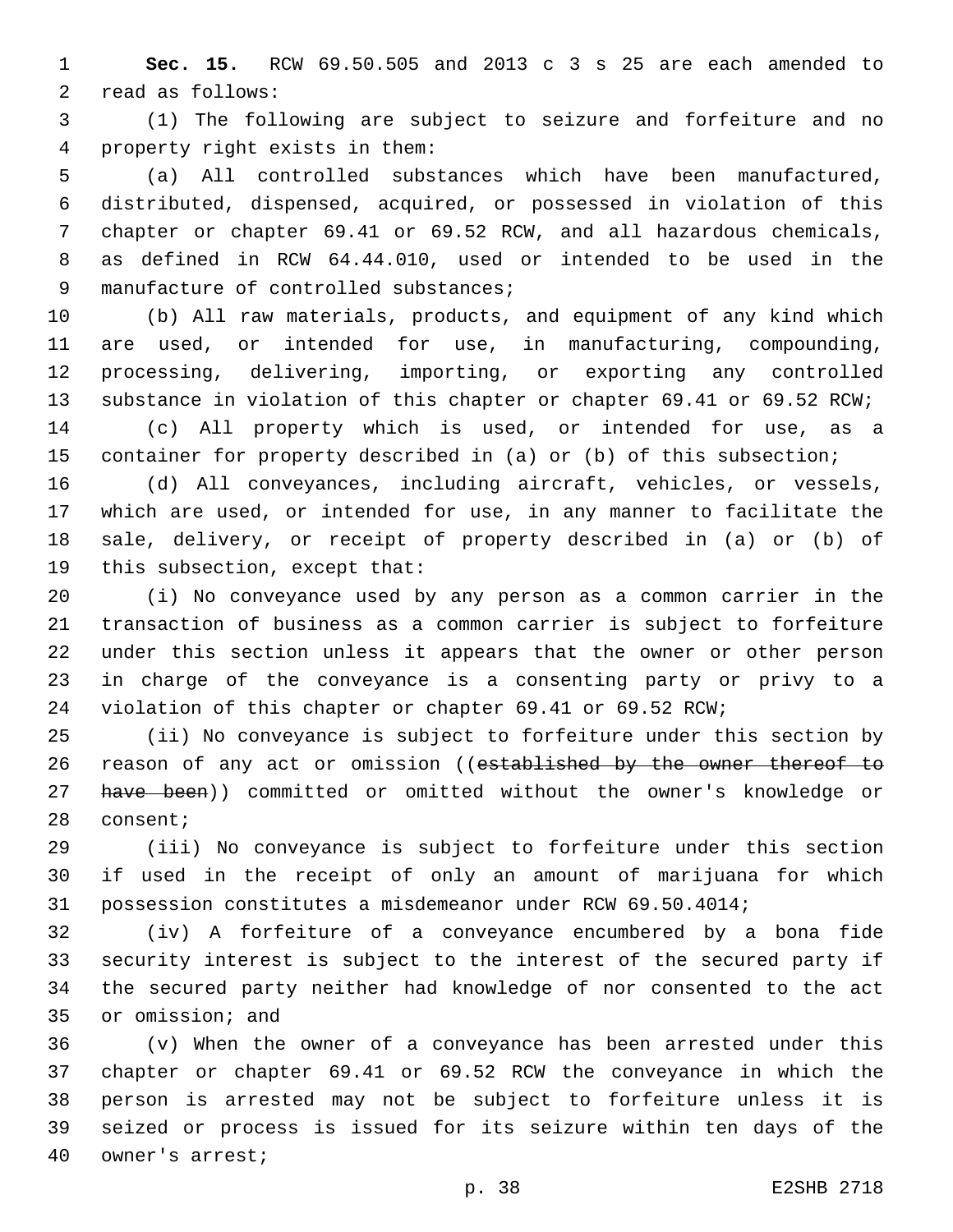**Sec. 15.** RCW 69.50.505 and 2013 c 3 s 25 are each amended to read as follows:

(1) The following are subject to seizure and forfeiture and no property right exists in them:

(a) All controlled substances which have been manufactured, distributed, dispensed, acquired, or possessed in violation of this chapter or chapter 69.41 or 69.52 RCW, and all hazardous chemicals, as defined in RCW 64.44.010, used or intended to be used in the manufacture of controlled substances;

(b) All raw materials, products, and equipment of any kind which are used, or intended for use, in manufacturing, compounding, processing, delivering, importing, or exporting any controlled substance in violation of this chapter or chapter 69.41 or 69.52 RCW;

(c) All property which is used, or intended for use, as a container for property described in (a) or (b) of this subsection;

(d) All conveyances, including aircraft, vehicles, or vessels, which are used, or intended for use, in any manner to facilitate the sale, delivery, or receipt of property described in (a) or (b) of this subsection, except that:

(i) No conveyance used by any person as a common carrier in the transaction of business as a common carrier is subject to forfeiture under this section unless it appears that the owner or other person in charge of the conveyance is a consenting party or privy to a violation of this chapter or chapter 69.41 or 69.52 RCW;

(ii) No conveyance is subject to forfeiture under this section by reason of any act or omission ((~~established by the owner thereof to have been~~)) committed or omitted without the owner's knowledge or consent;

(iii) No conveyance is subject to forfeiture under this section if used in the receipt of only an amount of marijuana for which possession constitutes a misdemeanor under RCW 69.50.4014;

(iv) A forfeiture of a conveyance encumbered by a bona fide security interest is subject to the interest of the secured party if the secured party neither had knowledge of nor consented to the act or omission; and

(v) When the owner of a conveyance has been arrested under this chapter or chapter 69.41 or 69.52 RCW the conveyance in which the person is arrested may not be subject to forfeiture unless it is seized or process is issued for its seizure within ten days of the owner's arrest;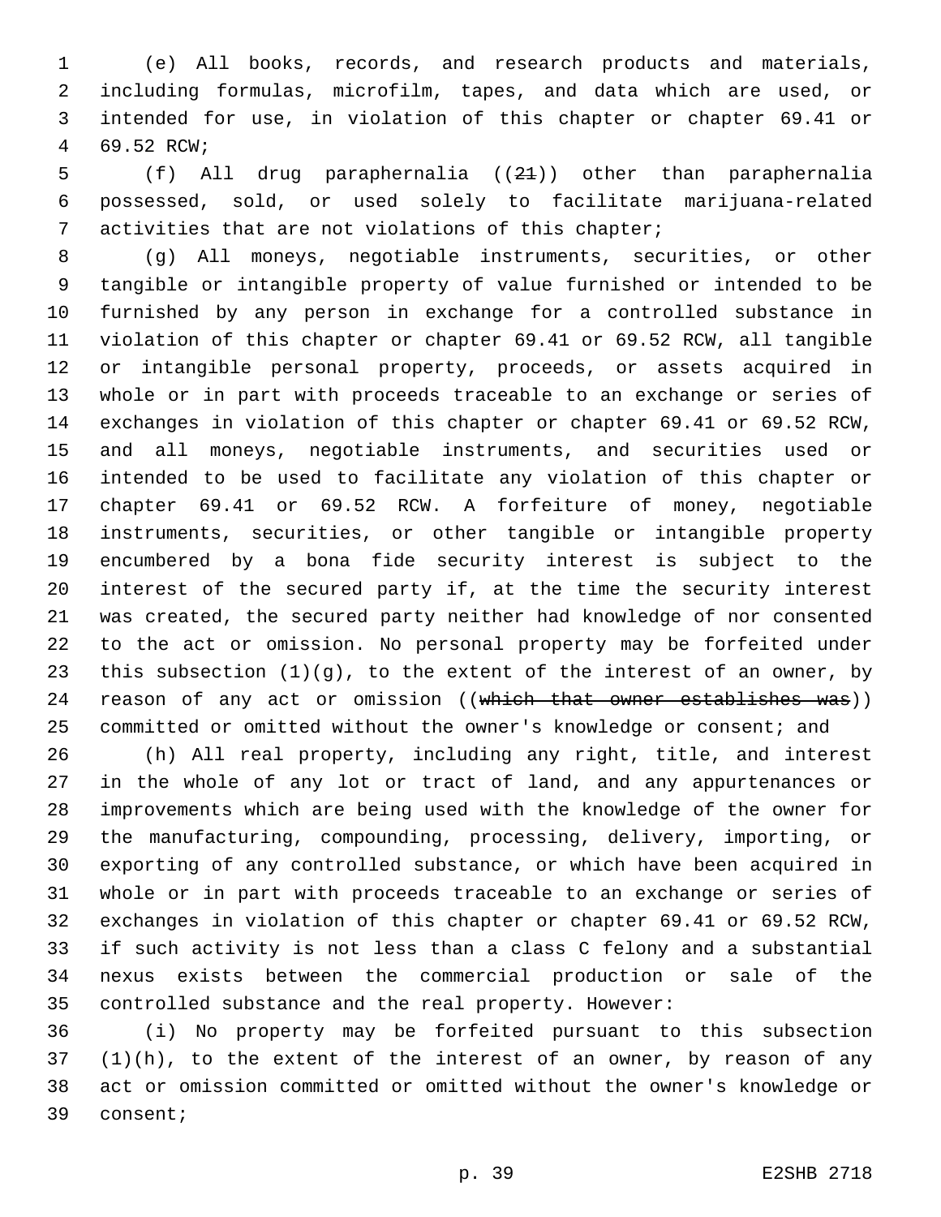(e) All books, records, and research products and materials, including formulas, microfilm, tapes, and data which are used, or intended for use, in violation of this chapter or chapter 69.41 or 69.52 RCW;

(f) All drug paraphernalia ((~~21~~)) other than paraphernalia possessed, sold, or used solely to facilitate marijuana-related activities that are not violations of this chapter;

(g) All moneys, negotiable instruments, securities, or other tangible or intangible property of value furnished or intended to be furnished by any person in exchange for a controlled substance in violation of this chapter or chapter 69.41 or 69.52 RCW, all tangible or intangible personal property, proceeds, or assets acquired in whole or in part with proceeds traceable to an exchange or series of exchanges in violation of this chapter or chapter 69.41 or 69.52 RCW, and all moneys, negotiable instruments, and securities used or intended to be used to facilitate any violation of this chapter or chapter 69.41 or 69.52 RCW. A forfeiture of money, negotiable instruments, securities, or other tangible or intangible property encumbered by a bona fide security interest is subject to the interest of the secured party if, at the time the security interest was created, the secured party neither had knowledge of nor consented to the act or omission. No personal property may be forfeited under this subsection (1)(g), to the extent of the interest of an owner, by reason of any act or omission ((~~which that owner establishes was~~)) committed or omitted without the owner's knowledge or consent; and

(h) All real property, including any right, title, and interest in the whole of any lot or tract of land, and any appurtenances or improvements which are being used with the knowledge of the owner for the manufacturing, compounding, processing, delivery, importing, or exporting of any controlled substance, or which have been acquired in whole or in part with proceeds traceable to an exchange or series of exchanges in violation of this chapter or chapter 69.41 or 69.52 RCW, if such activity is not less than a class C felony and a substantial nexus exists between the commercial production or sale of the controlled substance and the real property. However:

(i) No property may be forfeited pursuant to this subsection (1)(h), to the extent of the interest of an owner, by reason of any act or omission committed or omitted without the owner's knowledge or consent;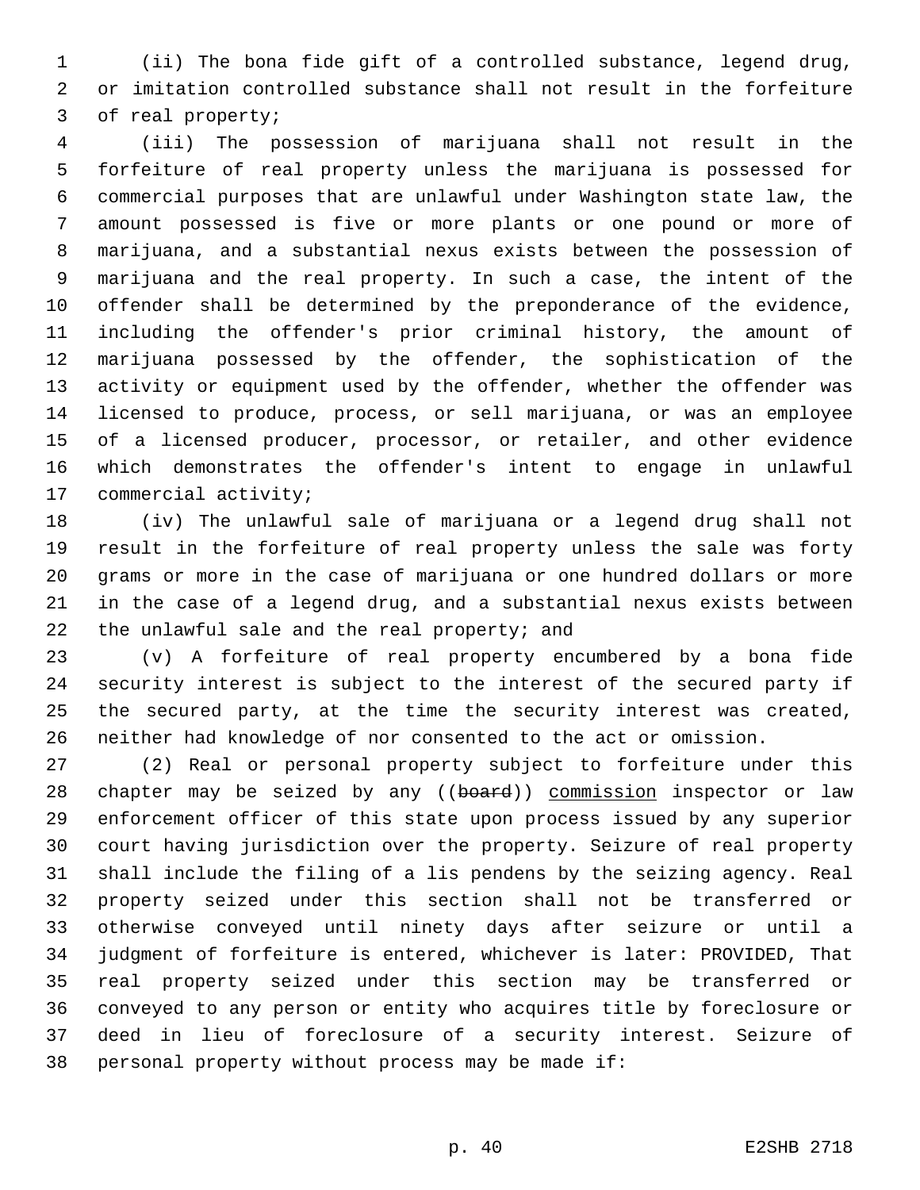(ii) The bona fide gift of a controlled substance, legend drug, or imitation controlled substance shall not result in the forfeiture of real property;

(iii) The possession of marijuana shall not result in the forfeiture of real property unless the marijuana is possessed for commercial purposes that are unlawful under Washington state law, the amount possessed is five or more plants or one pound or more of marijuana, and a substantial nexus exists between the possession of marijuana and the real property. In such a case, the intent of the offender shall be determined by the preponderance of the evidence, including the offender's prior criminal history, the amount of marijuana possessed by the offender, the sophistication of the activity or equipment used by the offender, whether the offender was licensed to produce, process, or sell marijuana, or was an employee of a licensed producer, processor, or retailer, and other evidence which demonstrates the offender's intent to engage in unlawful commercial activity;

(iv) The unlawful sale of marijuana or a legend drug shall not result in the forfeiture of real property unless the sale was forty grams or more in the case of marijuana or one hundred dollars or more in the case of a legend drug, and a substantial nexus exists between the unlawful sale and the real property; and

(v) A forfeiture of real property encumbered by a bona fide security interest is subject to the interest of the secured party if the secured party, at the time the security interest was created, neither had knowledge of nor consented to the act or omission.

(2) Real or personal property subject to forfeiture under this chapter may be seized by any ((~~board~~)) commission inspector or law enforcement officer of this state upon process issued by any superior court having jurisdiction over the property. Seizure of real property shall include the filing of a lis pendens by the seizing agency. Real property seized under this section shall not be transferred or otherwise conveyed until ninety days after seizure or until a judgment of forfeiture is entered, whichever is later: PROVIDED, That real property seized under this section may be transferred or conveyed to any person or entity who acquires title by foreclosure or deed in lieu of foreclosure of a security interest. Seizure of personal property without process may be made if: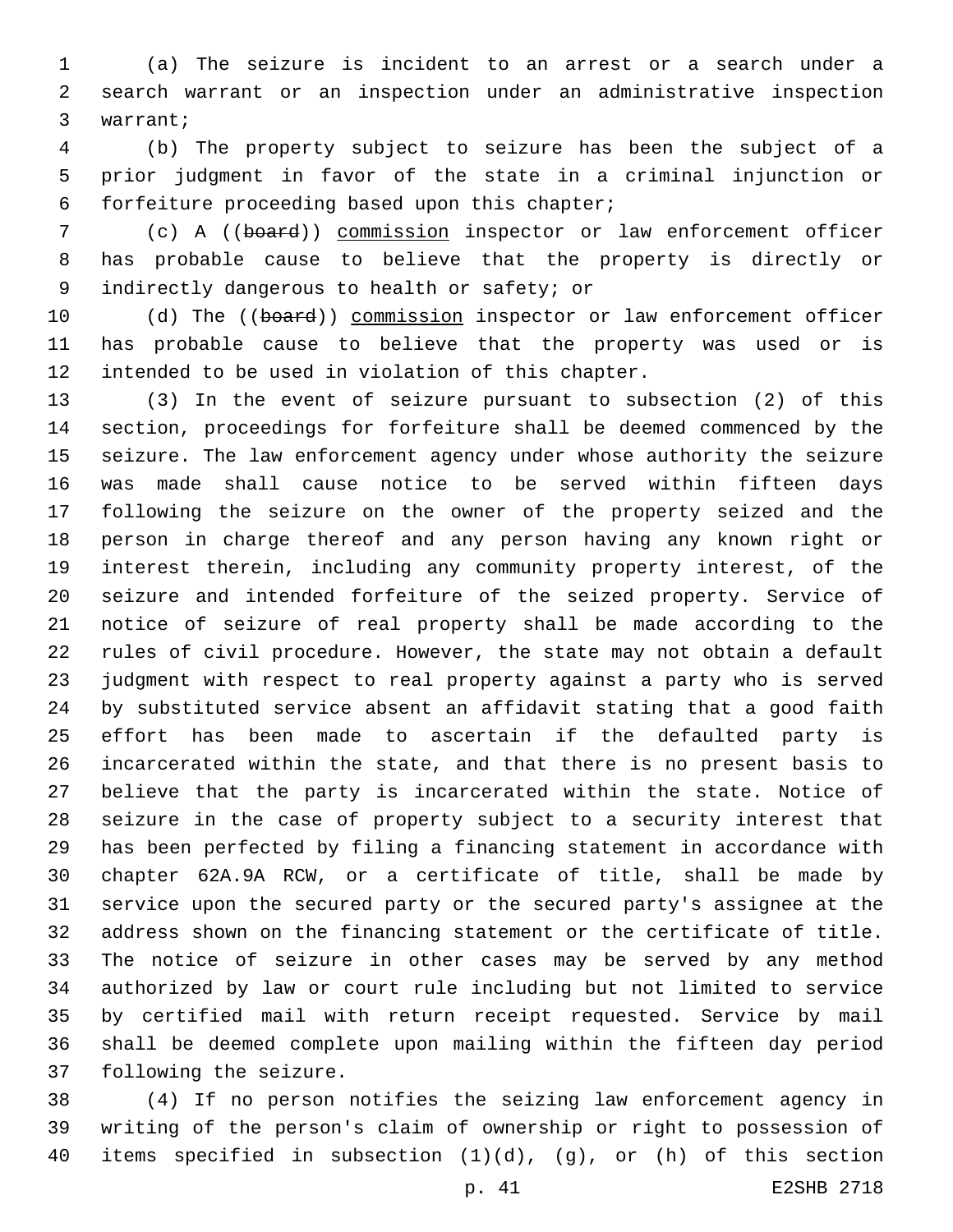(a) The seizure is incident to an arrest or a search under a search warrant or an inspection under an administrative inspection warrant;

(b) The property subject to seizure has been the subject of a prior judgment in favor of the state in a criminal injunction or forfeiture proceeding based upon this chapter;

(c) A ((~~board~~)) commission inspector or law enforcement officer has probable cause to believe that the property is directly or indirectly dangerous to health or safety; or

(d) The ((~~board~~)) commission inspector or law enforcement officer has probable cause to believe that the property was used or is intended to be used in violation of this chapter.

(3) In the event of seizure pursuant to subsection (2) of this section, proceedings for forfeiture shall be deemed commenced by the seizure. The law enforcement agency under whose authority the seizure was made shall cause notice to be served within fifteen days following the seizure on the owner of the property seized and the person in charge thereof and any person having any known right or interest therein, including any community property interest, of the seizure and intended forfeiture of the seized property. Service of notice of seizure of real property shall be made according to the rules of civil procedure. However, the state may not obtain a default judgment with respect to real property against a party who is served by substituted service absent an affidavit stating that a good faith effort has been made to ascertain if the defaulted party is incarcerated within the state, and that there is no present basis to believe that the party is incarcerated within the state. Notice of seizure in the case of property subject to a security interest that has been perfected by filing a financing statement in accordance with chapter 62A.9A RCW, or a certificate of title, shall be made by service upon the secured party or the secured party's assignee at the address shown on the financing statement or the certificate of title. The notice of seizure in other cases may be served by any method authorized by law or court rule including but not limited to service by certified mail with return receipt requested. Service by mail shall be deemed complete upon mailing within the fifteen day period following the seizure.

(4) If no person notifies the seizing law enforcement agency in writing of the person's claim of ownership or right to possession of items specified in subsection (1)(d), (g), or (h) of this section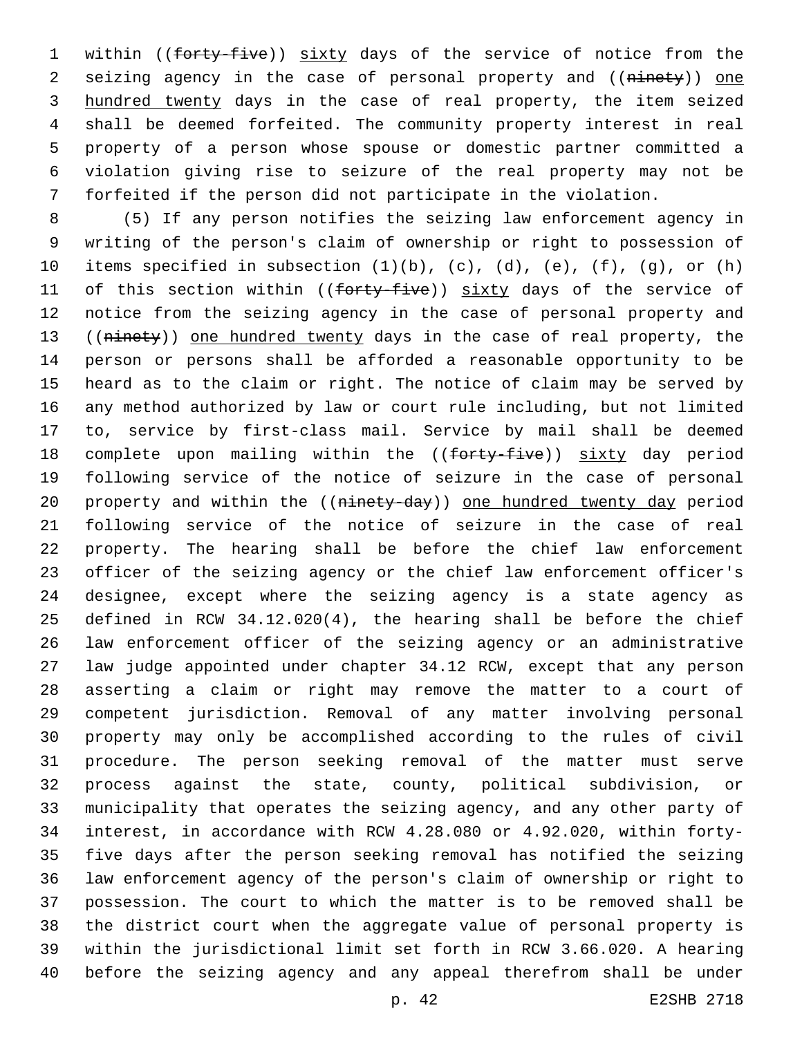within ((~~forty-five~~)) <u>sixty</u> days of the service of notice from the seizing agency in the case of personal property and ((~~ninety~~)) <u>one hundred twenty</u> days in the case of real property, the item seized shall be deemed forfeited. The community property interest in real property of a person whose spouse or domestic partner committed a violation giving rise to seizure of the real property may not be forfeited if the person did not participate in the violation.

(5) If any person notifies the seizing law enforcement agency in writing of the person's claim of ownership or right to possession of items specified in subsection (1)(b), (c), (d), (e), (f), (g), or (h) of this section within ((~~forty-five~~)) <u>sixty</u> days of the service of notice from the seizing agency in the case of personal property and ((~~ninety~~)) <u>one hundred twenty</u> days in the case of real property, the person or persons shall be afforded a reasonable opportunity to be heard as to the claim or right. The notice of claim may be served by any method authorized by law or court rule including, but not limited to, service by first-class mail. Service by mail shall be deemed complete upon mailing within the ((~~forty-five~~)) <u>sixty</u> day period following service of the notice of seizure in the case of personal property and within the ((~~ninety-day~~)) <u>one hundred twenty day</u> period following service of the notice of seizure in the case of real property. The hearing shall be before the chief law enforcement officer of the seizing agency or the chief law enforcement officer's designee, except where the seizing agency is a state agency as defined in RCW 34.12.020(4), the hearing shall be before the chief law enforcement officer of the seizing agency or an administrative law judge appointed under chapter 34.12 RCW, except that any person asserting a claim or right may remove the matter to a court of competent jurisdiction. Removal of any matter involving personal property may only be accomplished according to the rules of civil procedure. The person seeking removal of the matter must serve process against the state, county, political subdivision, or municipality that operates the seizing agency, and any other party of interest, in accordance with RCW 4.28.080 or 4.92.020, within forty-five days after the person seeking removal has notified the seizing law enforcement agency of the person's claim of ownership or right to possession. The court to which the matter is to be removed shall be the district court when the aggregate value of personal property is within the jurisdictional limit set forth in RCW 3.66.020. A hearing before the seizing agency and any appeal therefrom shall be under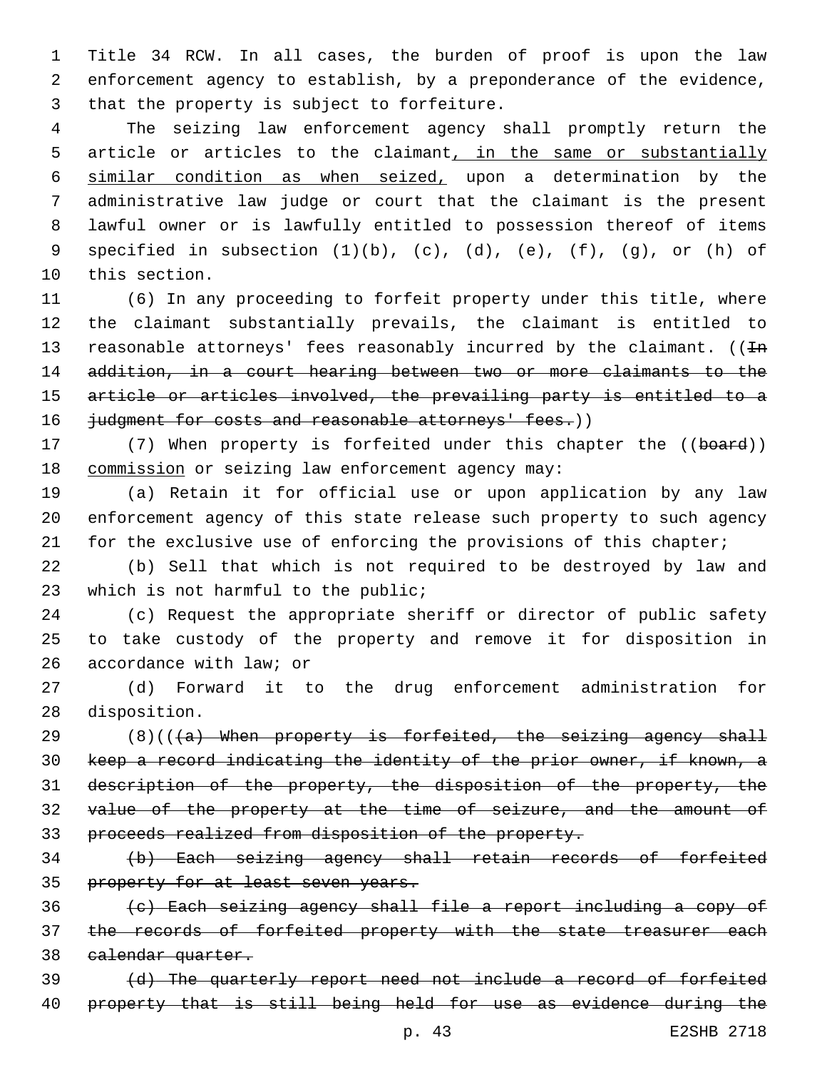Title 34 RCW. In all cases, the burden of proof is upon the law enforcement agency to establish, by a preponderance of the evidence, that the property is subject to forfeiture.

The seizing law enforcement agency shall promptly return the article or articles to the claimant, in the same or substantially similar condition as when seized, upon a determination by the administrative law judge or court that the claimant is the present lawful owner or is lawfully entitled to possession thereof of items specified in subsection (1)(b), (c), (d), (e), (f), (g), or (h) of this section.

(6) In any proceeding to forfeit property under this title, where the claimant substantially prevails, the claimant is entitled to reasonable attorneys' fees reasonably incurred by the claimant. ((~~In addition, in a court hearing between two or more claimants to the article or articles involved, the prevailing party is entitled to a judgment for costs and reasonable attorneys' fees.~~))

(7) When property is forfeited under this chapter the ((~~board~~)) commission or seizing law enforcement agency may:

(a) Retain it for official use or upon application by any law enforcement agency of this state release such property to such agency for the exclusive use of enforcing the provisions of this chapter;

(b) Sell that which is not required to be destroyed by law and which is not harmful to the public;

(c) Request the appropriate sheriff or director of public safety to take custody of the property and remove it for disposition in accordance with law; or

(d) Forward it to the drug enforcement administration for disposition.

(8)((~~(a) When property is forfeited, the seizing agency shall keep a record indicating the identity of the prior owner, if known, a description of the property, the disposition of the property, the value of the property at the time of seizure, and the amount of proceeds realized from disposition of the property.~~

~~(b) Each seizing agency shall retain records of forfeited property for at least seven years.~~

~~(c) Each seizing agency shall file a report including a copy of the records of forfeited property with the state treasurer each calendar quarter.~~

~~(d) The quarterly report need not include a record of forfeited property that is still being held for use as evidence during the~~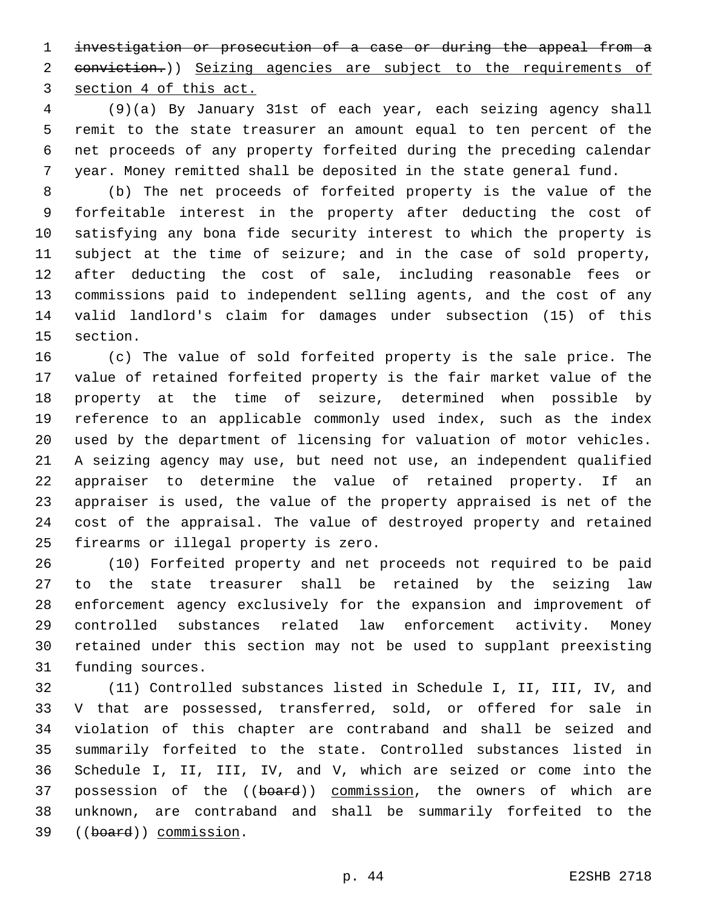~~investigation or prosecution of a case or during the appeal from a conviction.~~)) <u>Seizing agencies are subject to the requirements of section 4 of this act.</u>

(9)(a) By January 31st of each year, each seizing agency shall remit to the state treasurer an amount equal to ten percent of the net proceeds of any property forfeited during the preceding calendar year. Money remitted shall be deposited in the state general fund.

(b) The net proceeds of forfeited property is the value of the forfeitable interest in the property after deducting the cost of satisfying any bona fide security interest to which the property is subject at the time of seizure; and in the case of sold property, after deducting the cost of sale, including reasonable fees or commissions paid to independent selling agents, and the cost of any valid landlord's claim for damages under subsection (15) of this section.

(c) The value of sold forfeited property is the sale price. The value of retained forfeited property is the fair market value of the property at the time of seizure, determined when possible by reference to an applicable commonly used index, such as the index used by the department of licensing for valuation of motor vehicles. A seizing agency may use, but need not use, an independent qualified appraiser to determine the value of retained property. If an appraiser is used, the value of the property appraised is net of the cost of the appraisal. The value of destroyed property and retained firearms or illegal property is zero.

(10) Forfeited property and net proceeds not required to be paid to the state treasurer shall be retained by the seizing law enforcement agency exclusively for the expansion and improvement of controlled substances related law enforcement activity. Money retained under this section may not be used to supplant preexisting funding sources.

(11) Controlled substances listed in Schedule I, II, III, IV, and V that are possessed, transferred, sold, or offered for sale in violation of this chapter are contraband and shall be seized and summarily forfeited to the state. Controlled substances listed in Schedule I, II, III, IV, and V, which are seized or come into the possession of the ((~~board~~)) <u>commission</u>, the owners of which are unknown, are contraband and shall be summarily forfeited to the ((~~board~~)) <u>commission</u>.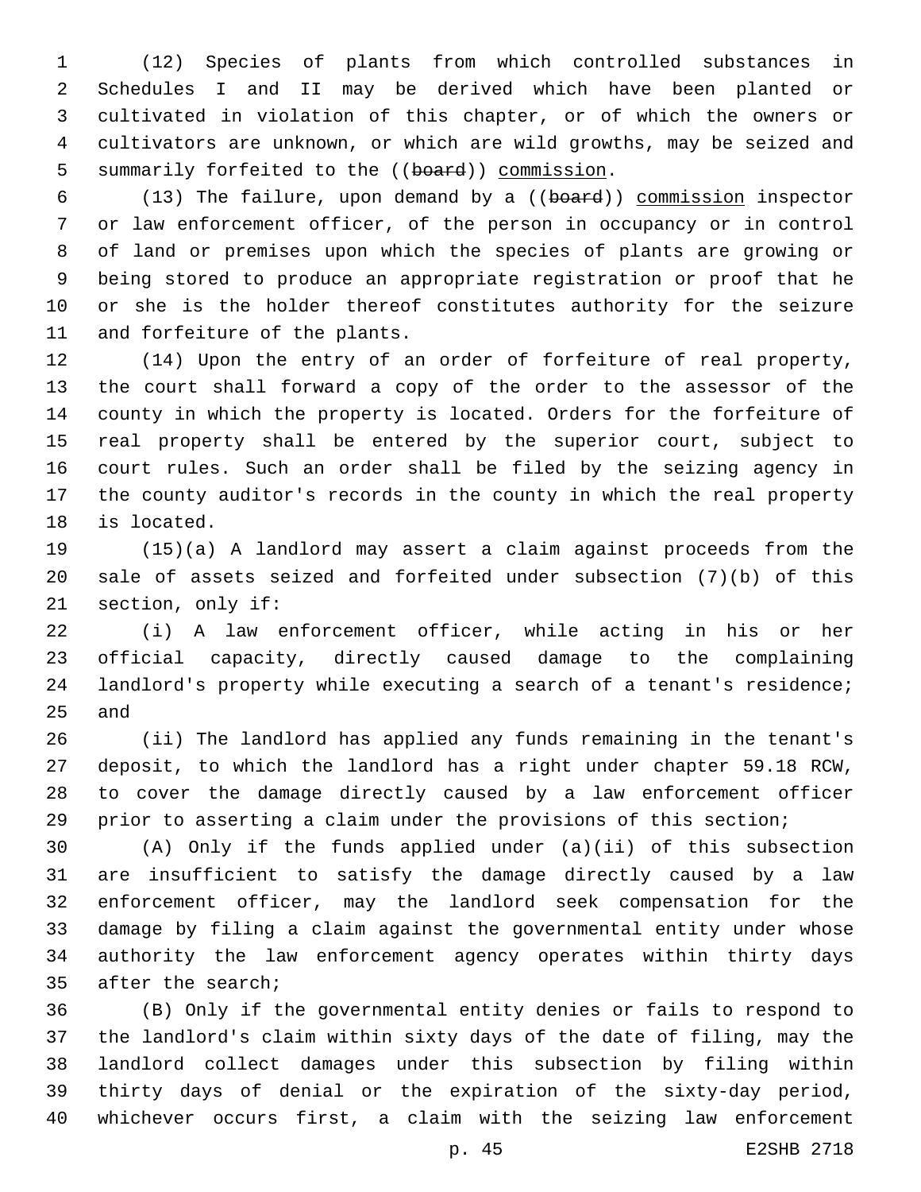(12) Species of plants from which controlled substances in Schedules I and II may be derived which have been planted or cultivated in violation of this chapter, or of which the owners or cultivators are unknown, or which are wild growths, may be seized and summarily forfeited to the ((~~board~~)) commission.

(13) The failure, upon demand by a ((~~board~~)) commission inspector or law enforcement officer, of the person in occupancy or in control of land or premises upon which the species of plants are growing or being stored to produce an appropriate registration or proof that he or she is the holder thereof constitutes authority for the seizure and forfeiture of the plants.

(14) Upon the entry of an order of forfeiture of real property, the court shall forward a copy of the order to the assessor of the county in which the property is located. Orders for the forfeiture of real property shall be entered by the superior court, subject to court rules. Such an order shall be filed by the seizing agency in the county auditor's records in the county in which the real property is located.

(15)(a) A landlord may assert a claim against proceeds from the sale of assets seized and forfeited under subsection (7)(b) of this section, only if:

(i) A law enforcement officer, while acting in his or her official capacity, directly caused damage to the complaining landlord's property while executing a search of a tenant's residence; and

(ii) The landlord has applied any funds remaining in the tenant's deposit, to which the landlord has a right under chapter 59.18 RCW, to cover the damage directly caused by a law enforcement officer prior to asserting a claim under the provisions of this section;

(A) Only if the funds applied under (a)(ii) of this subsection are insufficient to satisfy the damage directly caused by a law enforcement officer, may the landlord seek compensation for the damage by filing a claim against the governmental entity under whose authority the law enforcement agency operates within thirty days after the search;

(B) Only if the governmental entity denies or fails to respond to the landlord's claim within sixty days of the date of filing, may the landlord collect damages under this subsection by filing within thirty days of denial or the expiration of the sixty-day period, whichever occurs first, a claim with the seizing law enforcement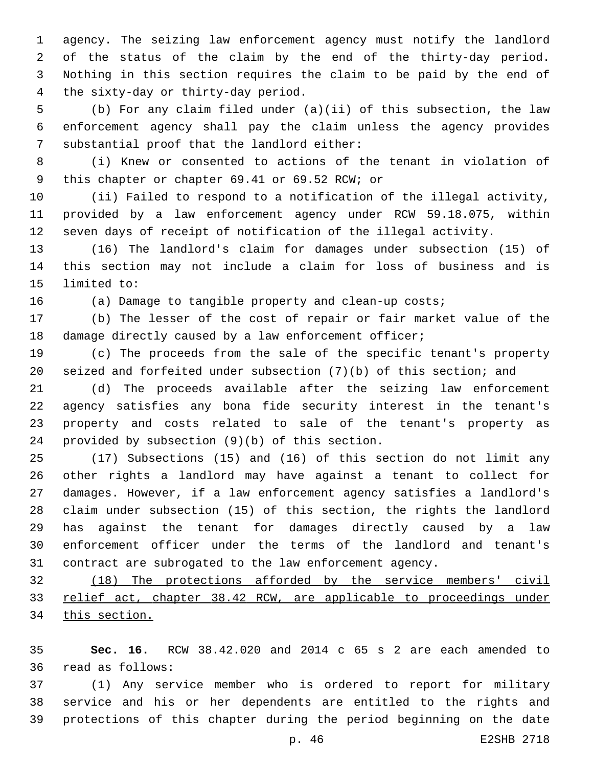agency. The seizing law enforcement agency must notify the landlord of the status of the claim by the end of the thirty-day period. Nothing in this section requires the claim to be paid by the end of the sixty-day or thirty-day period.

(b) For any claim filed under (a)(ii) of this subsection, the law enforcement agency shall pay the claim unless the agency provides substantial proof that the landlord either:

(i) Knew or consented to actions of the tenant in violation of this chapter or chapter 69.41 or 69.52 RCW; or

(ii) Failed to respond to a notification of the illegal activity, provided by a law enforcement agency under RCW 59.18.075, within seven days of receipt of notification of the illegal activity.

(16) The landlord's claim for damages under subsection (15) of this section may not include a claim for loss of business and is limited to:

(a) Damage to tangible property and clean-up costs;

(b) The lesser of the cost of repair or fair market value of the damage directly caused by a law enforcement officer;

(c) The proceeds from the sale of the specific tenant's property seized and forfeited under subsection (7)(b) of this section; and

(d) The proceeds available after the seizing law enforcement agency satisfies any bona fide security interest in the tenant's property and costs related to sale of the tenant's property as provided by subsection (9)(b) of this section.

(17) Subsections (15) and (16) of this section do not limit any other rights a landlord may have against a tenant to collect for damages. However, if a law enforcement agency satisfies a landlord's claim under subsection (15) of this section, the rights the landlord has against the tenant for damages directly caused by a law enforcement officer under the terms of the landlord and tenant's contract are subrogated to the law enforcement agency.

<u>(18) The protections afforded by the service members' civil relief act, chapter 38.42 RCW, are applicable to proceedings under this section.</u>

**Sec. 16.** RCW 38.42.020 and 2014 c 65 s 2 are each amended to read as follows:

(1) Any service member who is ordered to report for military service and his or her dependents are entitled to the rights and protections of this chapter during the period beginning on the date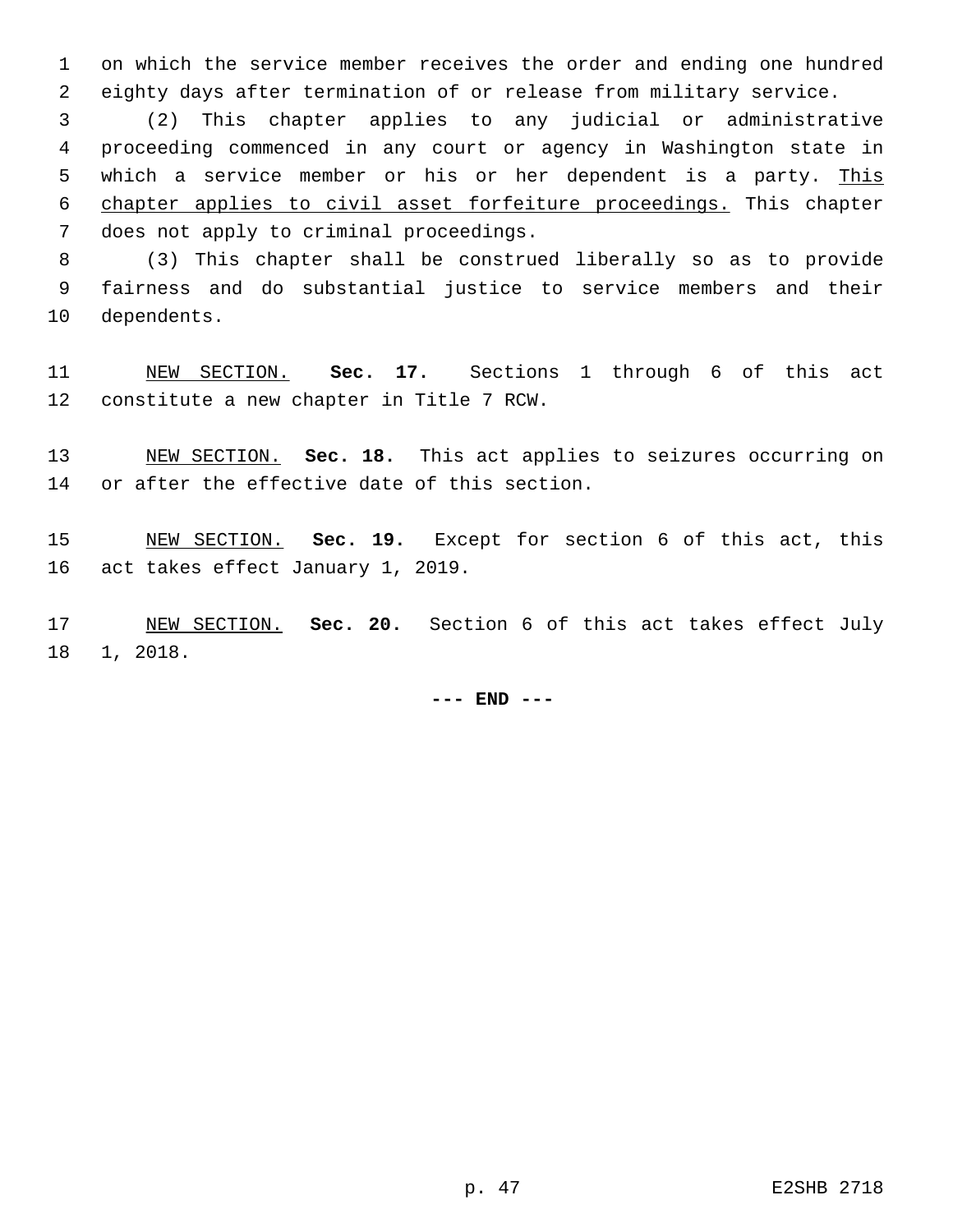on which the service member receives the order and ending one hundred eighty days after termination of or release from military service.

(2) This chapter applies to any judicial or administrative proceeding commenced in any court or agency in Washington state in which a service member or his or her dependent is a party. <u>This chapter applies to civil asset forfeiture proceedings.</u> This chapter does not apply to criminal proceedings.

(3) This chapter shall be construed liberally so as to provide fairness and do substantial justice to service members and their dependents.

<u>NEW SECTION.</u> **Sec. 17.** Sections 1 through 6 of this act constitute a new chapter in Title 7 RCW.

<u>NEW SECTION.</u> **Sec. 18.** This act applies to seizures occurring on or after the effective date of this section.

<u>NEW SECTION.</u> **Sec. 19.** Except for section 6 of this act, this act takes effect January 1, 2019.

<u>NEW SECTION.</u> **Sec. 20.** Section 6 of this act takes effect July 1, 2018.

**--- END ---**